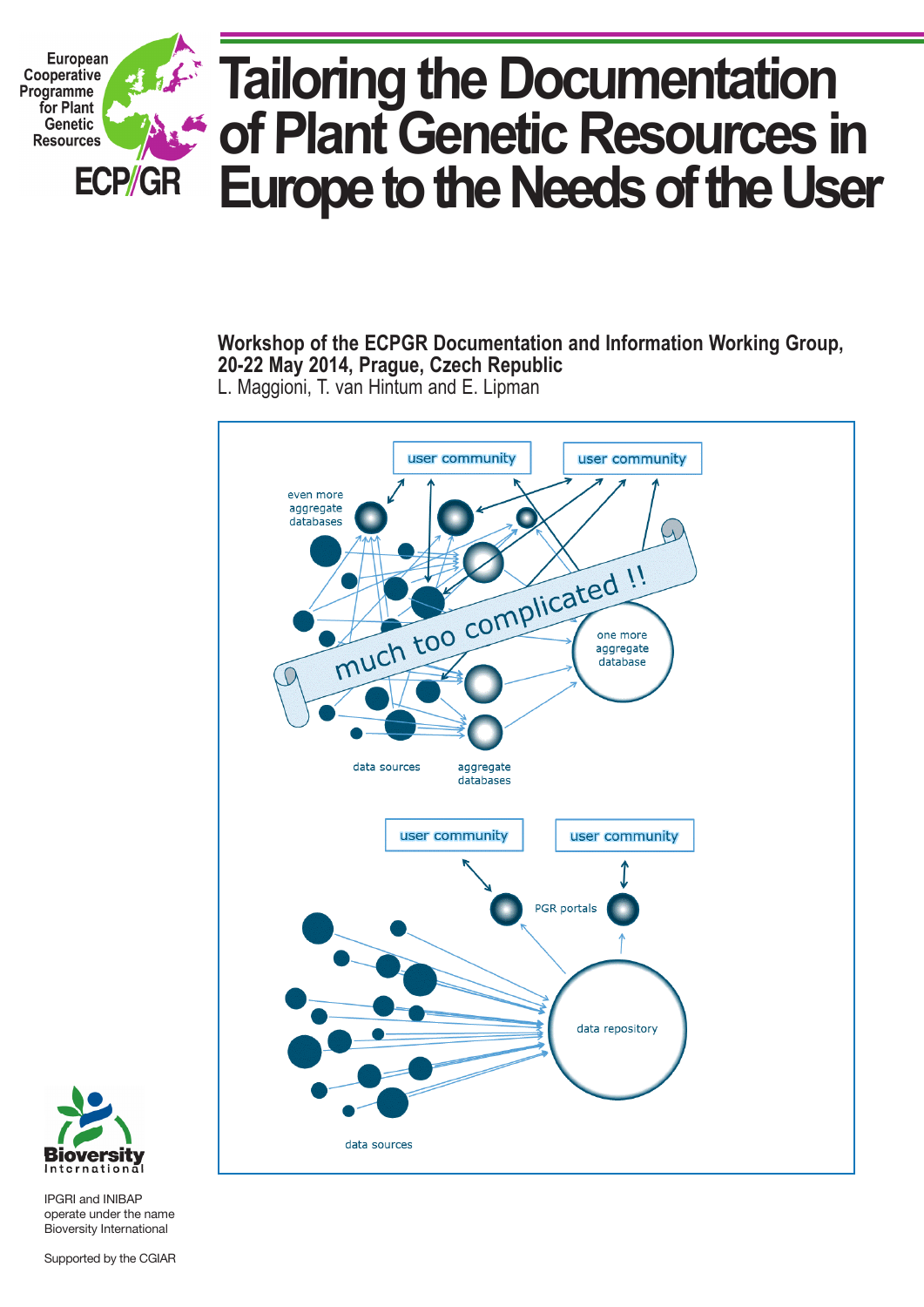European Cooperative Programme for Plant Genetic Resources

ECP/GR

# Tailoring the Documentation of Plant Genetic Resources in Europe to the Needs of the User

**Workshop of the ECPGR Documentation and Information Working Group, 20-22 May 2014, Prague, Czech Republic**

L. Maggioni, T. van Hintum and E. Lipman

user community

user community

even more aggregate databases

much too complicated !!

one more aggregate database

data sources

aggregate databases

user community

user community

PGR portals

data repository

data sources

Bioversity International

IPGRI and INIBAP operate under the name Bioversity International

Supported by the CGIAR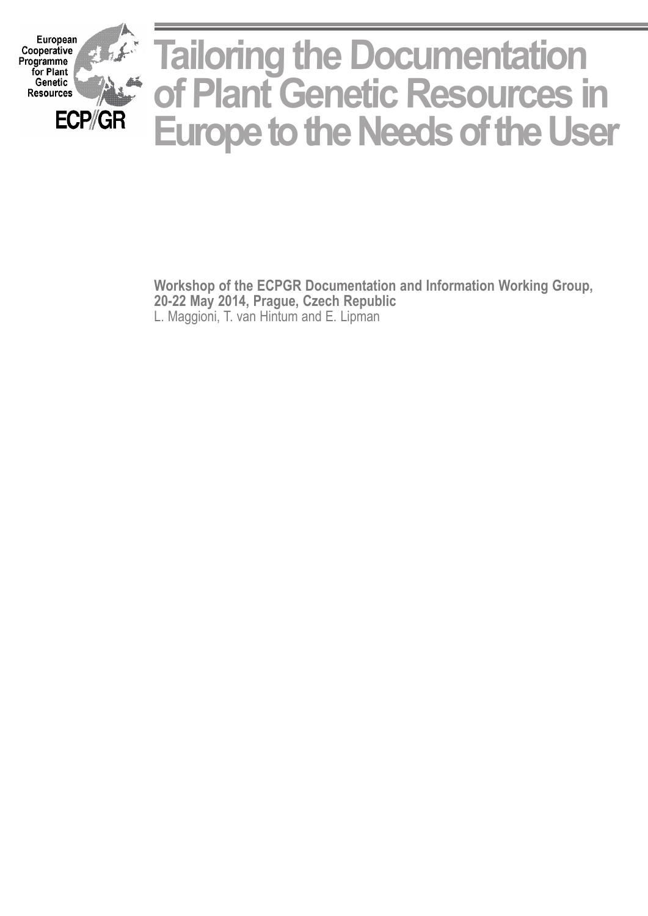European Cooperative Programme for Plant Genetic Resources

ECP/GR

# Tailoring the Documentation of Plant Genetic Resources in Europe to the Needs of the User

**Workshop of the ECPGR Documentation and Information Working Group, 20-22 May 2014, Prague, Czech Republic**

L. Maggioni, T. van Hintum and E. Lipman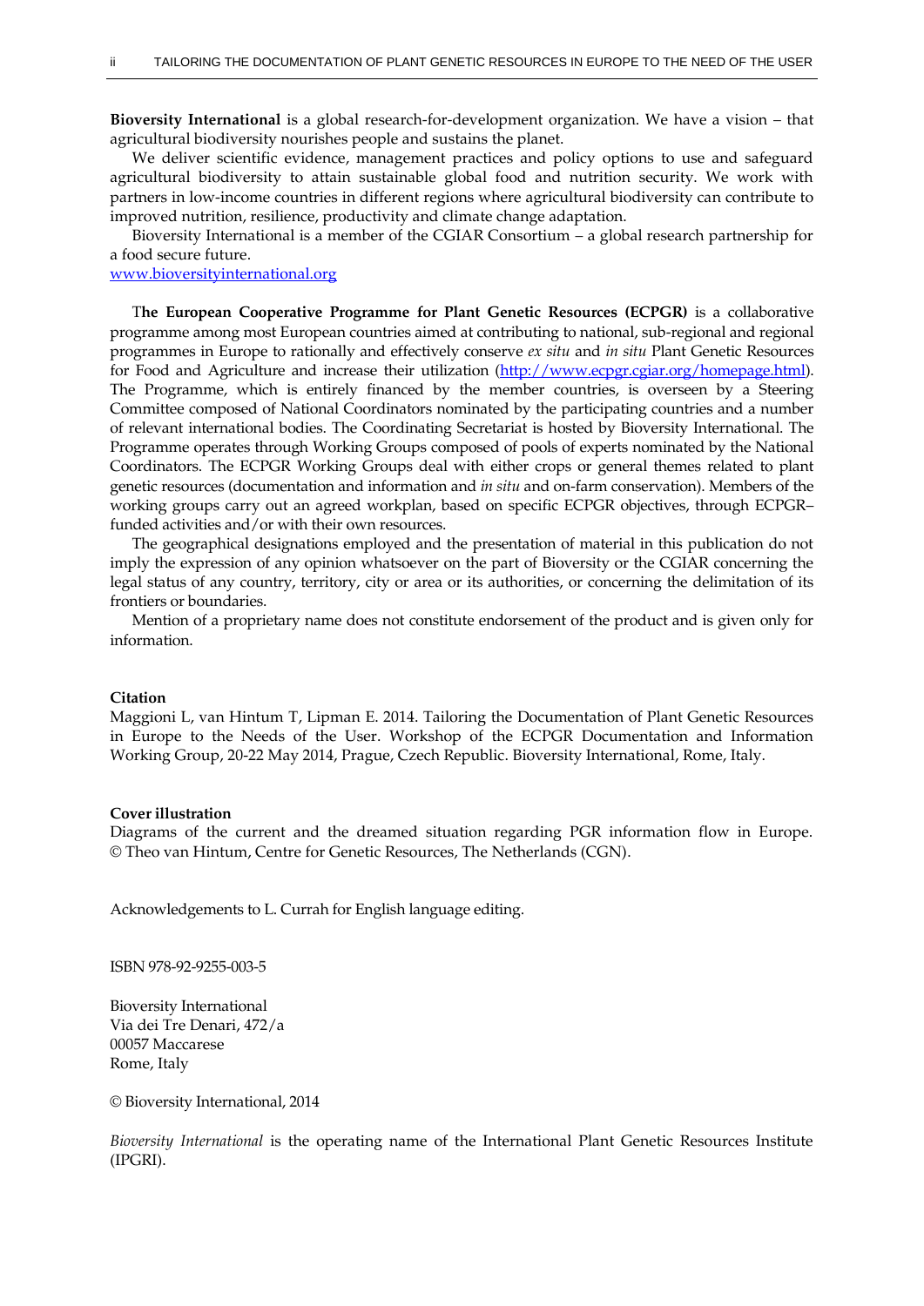**Bioversity International** is a global research-for-development organization. We have a vision – that agricultural biodiversity nourishes people and sustains the planet.

We deliver scientific evidence, management practices and policy options to use and safeguard agricultural biodiversity to attain sustainable global food and nutrition security. We work with partners in low-income countries in different regions where agricultural biodiversity can contribute to improved nutrition, resilience, productivity and climate change adaptation.

Bioversity International is a member of the CGIAR Consortium – a global research partnership for a food secure future.

[www.bioversityinternational.org](www.bioversityinternational.org)

T**he European Cooperative Programme for Plant Genetic Resources (ECPGR)** is a collaborative programme among most European countries aimed at contributing to national, sub-regional and regional programmes in Europe to rationally and effectively conserve *ex situ* and *in situ* Plant Genetic Resources for Food and Agriculture and increase their utilization ([http://www.ecpgr.cgiar.org/homepage.html](http://www.ecpgr.cgiar.org/homepage.html)). The Programme, which is entirely financed by the member countries, is overseen by a Steering Committee composed of National Coordinators nominated by the participating countries and a number of relevant international bodies. The Coordinating Secretariat is hosted by Bioversity International. The Programme operates through Working Groups composed of pools of experts nominated by the National Coordinators. The ECPGR Working Groups deal with either crops or general themes related to plant genetic resources (documentation and information and *in situ* and on-farm conservation). Members of the working groups carry out an agreed workplan, based on specific ECPGR objectives, through ECPGR–funded activities and/or with their own resources.

The geographical designations employed and the presentation of material in this publication do not imply the expression of any opinion whatsoever on the part of Bioversity or the CGIAR concerning the legal status of any country, territory, city or area or its authorities, or concerning the delimitation of its frontiers or boundaries.

Mention of a proprietary name does not constitute endorsement of the product and is given only for information.

**Citation**

Maggioni L, van Hintum T, Lipman E. 2014. Tailoring the Documentation of Plant Genetic Resources in Europe to the Needs of the User. Workshop of the ECPGR Documentation and Information Working Group, 20-22 May 2014, Prague, Czech Republic. Bioversity International, Rome, Italy.

**Cover illustration**

Diagrams of the current and the dreamed situation regarding PGR information flow in Europe. © Theo van Hintum, Centre for Genetic Resources, The Netherlands (CGN).

Acknowledgements to L. Currah for English language editing.

ISBN 978-92-9255-003-5

Bioversity International
Via dei Tre Denari, 472/a
00057 Maccarese
Rome, Italy

© Bioversity International, 2014

*Bioversity International* is the operating name of the International Plant Genetic Resources Institute (IPGRI).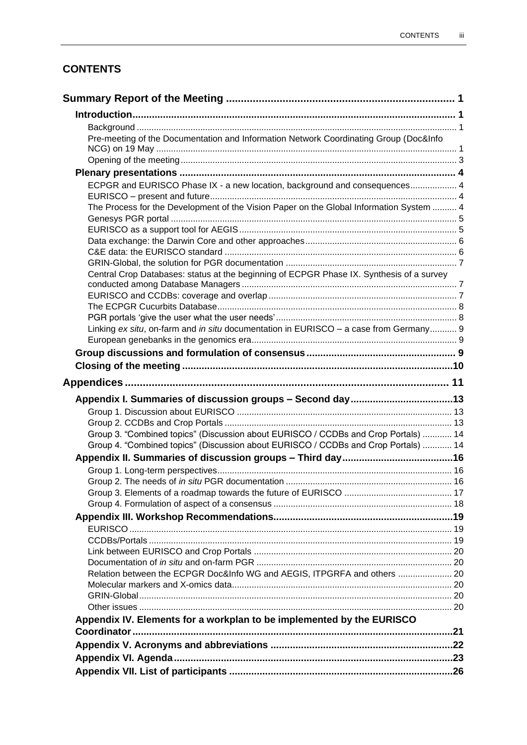## CONTENTS

**Summary Report of the Meeting ... 1**

- **Introduction ... 1**
  - Background ... 1
  - Pre-meeting of the Documentation and Information Network Coordinating Group (Doc&Info NCG) on 19 May ... 1
  - Opening of the meeting ... 3
- **Plenary presentations ... 4**
  - ECPGR and EURISCO Phase IX - a new location, background and consequences ... 4
  - EURISCO – present and future ... 4
  - The Process for the Development of the Vision Paper on the Global Information System ... 4
  - Genesys PGR portal ... 5
  - EURISCO as a support tool for AEGIS ... 5
  - Data exchange: the Darwin Core and other approaches ... 6
  - C&E data: the EURISCO standard ... 6
  - GRIN-Global, the solution for PGR documentation ... 7
  - Central Crop Databases: status at the beginning of ECPGR Phase IX. Synthesis of a survey conducted among Database Managers ... 7
  - EURISCO and CCDBs: coverage and overlap ... 7
  - The ECPGR Cucurbits Database ... 8
  - PGR portals 'give the user what the user needs' ... 8
  - Linking *ex situ*, on-farm and *in situ* documentation in EURISCO – a case from Germany ... 9
  - European genebanks in the genomics era ... 9
- **Group discussions and formulation of consensus ... 9**
- **Closing of the meeting ... 10**

**Appendices ... 11**

- **Appendix I. Summaries of discussion groups – Second day ... 13**
  - Group 1. Discussion about EURISCO ... 13
  - Group 2. CCDBs and Crop Portals ... 13
  - Group 3. "Combined topics" (Discussion about EURISCO / CCDBs and Crop Portals) ... 14
  - Group 4. "Combined topics" (Discussion about EURISCO / CCDBs and Crop Portals) ... 14
- **Appendix II. Summaries of discussion groups – Third day ... 16**
  - Group 1. Long-term perspectives ... 16
  - Group 2. The needs of *in situ* PGR documentation ... 16
  - Group 3. Elements of a roadmap towards the future of EURISCO ... 17
  - Group 4. Formulation of aspect of a consensus ... 18
- **Appendix III. Workshop Recommendations ... 19**
  - EURISCO ... 19
  - CCDBs/Portals ... 19
  - Link between EURISCO and Crop Portals ... 20
  - Documentation of *in situ* and on-farm PGR ... 20
  - Relation between the ECPGR Doc&Info WG and AEGIS, ITPGRFA and others ... 20
  - Molecular markers and X-omics data ... 20
  - GRIN-Global ... 20
  - Other issues ... 20
- **Appendix IV. Elements for a workplan to be implemented by the EURISCO Coordinator ... 21**
- **Appendix V. Acronyms and abbreviations ... 22**
- **Appendix VI. Agenda ... 23**
- **Appendix VII. List of participants ... 26**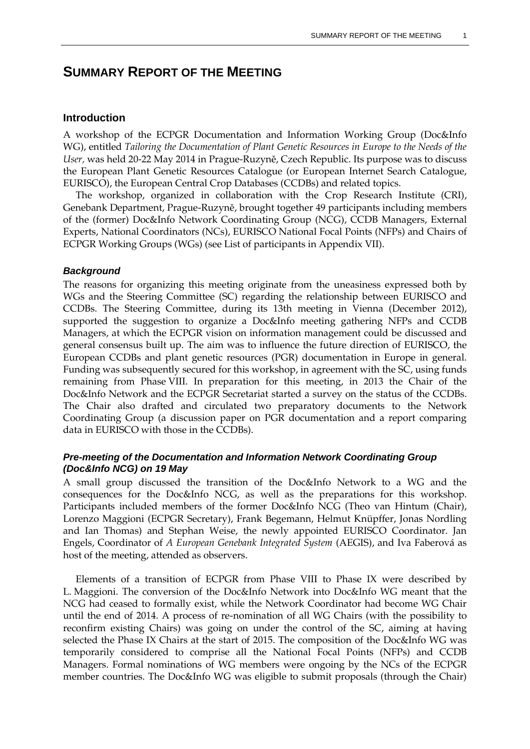# SUMMARY REPORT OF THE MEETING

## Introduction

A workshop of the ECPGR Documentation and Information Working Group (Doc&Info WG), entitled *Tailoring the Documentation of Plant Genetic Resources in Europe to the Needs of the User,* was held 20-22 May 2014 in Prague-Ruzyně, Czech Republic. Its purpose was to discuss the European Plant Genetic Resources Catalogue (or European Internet Search Catalogue, EURISCO), the European Central Crop Databases (CCDBs) and related topics.

The workshop, organized in collaboration with the Crop Research Institute (CRI), Genebank Department, Prague-Ruzyně, brought together 49 participants including members of the (former) Doc&Info Network Coordinating Group (NCG), CCDB Managers, External Experts, National Coordinators (NCs), EURISCO National Focal Points (NFPs) and Chairs of ECPGR Working Groups (WGs) (see List of participants in Appendix VII).

### *Background*

The reasons for organizing this meeting originate from the uneasiness expressed both by WGs and the Steering Committee (SC) regarding the relationship between EURISCO and CCDBs. The Steering Committee, during its 13th meeting in Vienna (December 2012), supported the suggestion to organize a Doc&Info meeting gathering NFPs and CCDB Managers, at which the ECPGR vision on information management could be discussed and general consensus built up. The aim was to influence the future direction of EURISCO, the European CCDBs and plant genetic resources (PGR) documentation in Europe in general. Funding was subsequently secured for this workshop, in agreement with the SC, using funds remaining from Phase VIII. In preparation for this meeting, in 2013 the Chair of the Doc&Info Network and the ECPGR Secretariat started a survey on the status of the CCDBs. The Chair also drafted and circulated two preparatory documents to the Network Coordinating Group (a discussion paper on PGR documentation and a report comparing data in EURISCO with those in the CCDBs).

### *Pre-meeting of the Documentation and Information Network Coordinating Group (Doc&Info NCG) on 19 May*

A small group discussed the transition of the Doc&Info Network to a WG and the consequences for the Doc&Info NCG, as well as the preparations for this workshop. Participants included members of the former Doc&Info NCG (Theo van Hintum (Chair), Lorenzo Maggioni (ECPGR Secretary), Frank Begemann, Helmut Knüpffer, Jonas Nordling and Ian Thomas) and Stephan Weise, the newly appointed EURISCO Coordinator. Jan Engels, Coordinator of *A European Genebank Integrated System* (AEGIS), and Iva Faberová as host of the meeting, attended as observers.

Elements of a transition of ECPGR from Phase VIII to Phase IX were described by L. Maggioni. The conversion of the Doc&Info Network into Doc&Info WG meant that the NCG had ceased to formally exist, while the Network Coordinator had become WG Chair until the end of 2014. A process of re-nomination of all WG Chairs (with the possibility to reconfirm existing Chairs) was going on under the control of the SC, aiming at having selected the Phase IX Chairs at the start of 2015. The composition of the Doc&Info WG was temporarily considered to comprise all the National Focal Points (NFPs) and CCDB Managers. Formal nominations of WG members were ongoing by the NCs of the ECPGR member countries. The Doc&Info WG was eligible to submit proposals (through the Chair)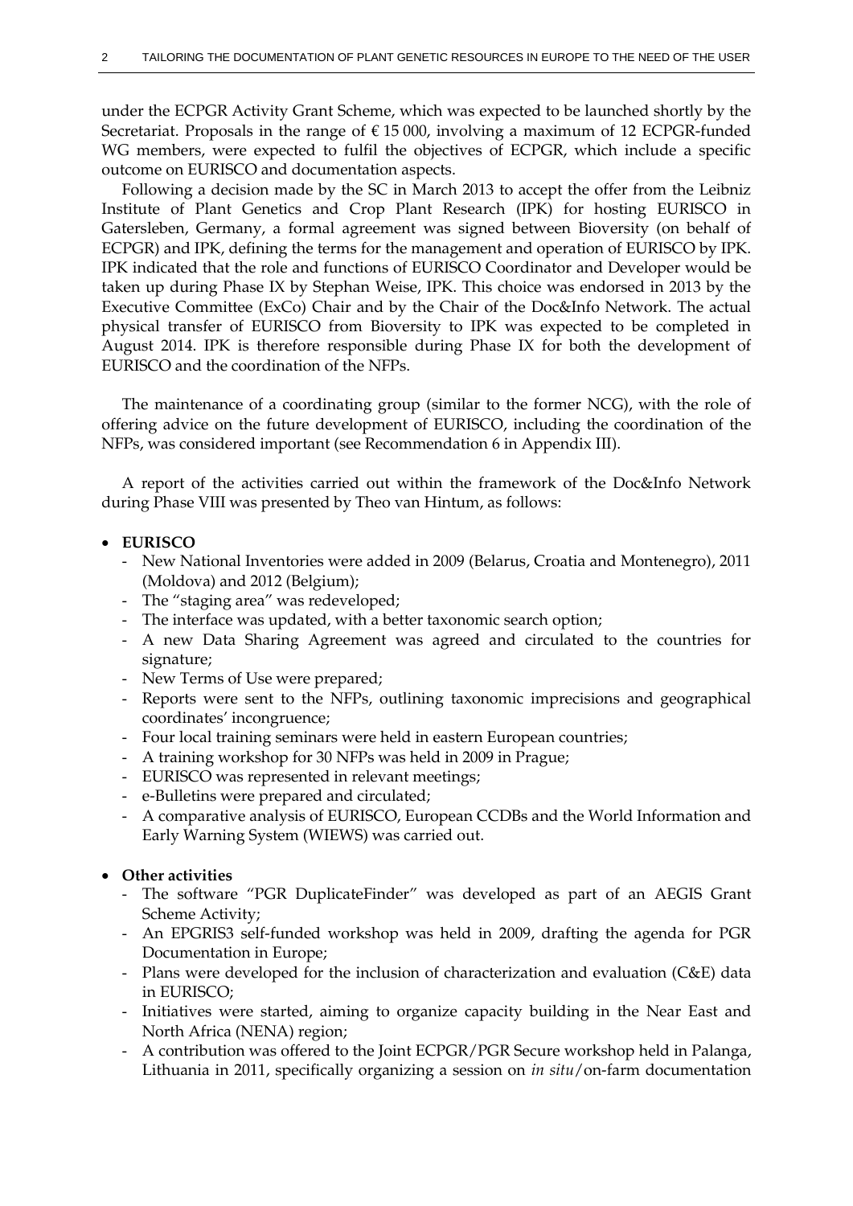under the ECPGR Activity Grant Scheme, which was expected to be launched shortly by the Secretariat. Proposals in the range of € 15 000, involving a maximum of 12 ECPGR-funded WG members, were expected to fulfil the objectives of ECPGR, which include a specific outcome on EURISCO and documentation aspects.

Following a decision made by the SC in March 2013 to accept the offer from the Leibniz Institute of Plant Genetics and Crop Plant Research (IPK) for hosting EURISCO in Gatersleben, Germany, a formal agreement was signed between Bioversity (on behalf of ECPGR) and IPK, defining the terms for the management and operation of EURISCO by IPK. IPK indicated that the role and functions of EURISCO Coordinator and Developer would be taken up during Phase IX by Stephan Weise, IPK. This choice was endorsed in 2013 by the Executive Committee (ExCo) Chair and by the Chair of the Doc&Info Network. The actual physical transfer of EURISCO from Bioversity to IPK was expected to be completed in August 2014. IPK is therefore responsible during Phase IX for both the development of EURISCO and the coordination of the NFPs.

The maintenance of a coordinating group (similar to the former NCG), with the role of offering advice on the future development of EURISCO, including the coordination of the NFPs, was considered important (see Recommendation 6 in Appendix III).

A report of the activities carried out within the framework of the Doc&Info Network during Phase VIII was presented by Theo van Hintum, as follows:

- **EURISCO**
  - New National Inventories were added in 2009 (Belarus, Croatia and Montenegro), 2011 (Moldova) and 2012 (Belgium);
  - The "staging area" was redeveloped;
  - The interface was updated, with a better taxonomic search option;
  - A new Data Sharing Agreement was agreed and circulated to the countries for signature;
  - New Terms of Use were prepared;
  - Reports were sent to the NFPs, outlining taxonomic imprecisions and geographical coordinates' incongruence;
  - Four local training seminars were held in eastern European countries;
  - A training workshop for 30 NFPs was held in 2009 in Prague;
  - EURISCO was represented in relevant meetings;
  - e-Bulletins were prepared and circulated;
  - A comparative analysis of EURISCO, European CCDBs and the World Information and Early Warning System (WIEWS) was carried out.

- **Other activities**
  - The software "PGR DuplicateFinder" was developed as part of an AEGIS Grant Scheme Activity;
  - An EPGRIS3 self-funded workshop was held in 2009, drafting the agenda for PGR Documentation in Europe;
  - Plans were developed for the inclusion of characterization and evaluation (C&E) data in EURISCO;
  - Initiatives were started, aiming to organize capacity building in the Near East and North Africa (NENA) region;
  - A contribution was offered to the Joint ECPGR/PGR Secure workshop held in Palanga, Lithuania in 2011, specifically organizing a session on *in situ*/on-farm documentation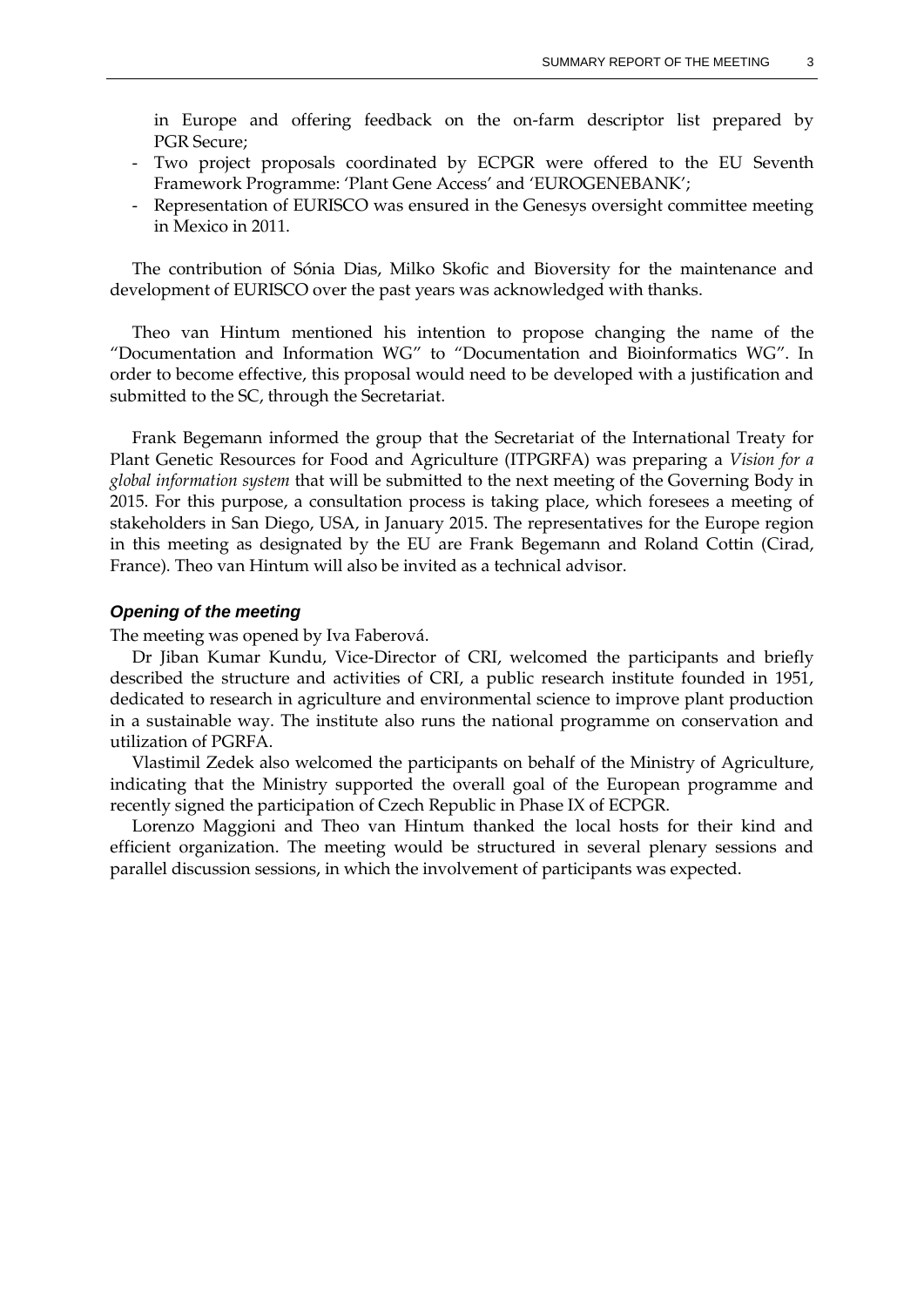in Europe and offering feedback on the on-farm descriptor list prepared by PGR Secure;

- Two project proposals coordinated by ECPGR were offered to the EU Seventh Framework Programme: 'Plant Gene Access' and 'EUROGENEBANK';
- Representation of EURISCO was ensured in the Genesys oversight committee meeting in Mexico in 2011.

The contribution of Sónia Dias, Milko Skofic and Bioversity for the maintenance and development of EURISCO over the past years was acknowledged with thanks.

Theo van Hintum mentioned his intention to propose changing the name of the "Documentation and Information WG" to "Documentation and Bioinformatics WG". In order to become effective, this proposal would need to be developed with a justification and submitted to the SC, through the Secretariat.

Frank Begemann informed the group that the Secretariat of the International Treaty for Plant Genetic Resources for Food and Agriculture (ITPGRFA) was preparing a *Vision for a global information system* that will be submitted to the next meeting of the Governing Body in 2015. For this purpose, a consultation process is taking place, which foresees a meeting of stakeholders in San Diego, USA, in January 2015. The representatives for the Europe region in this meeting as designated by the EU are Frank Begemann and Roland Cottin (Cirad, France). Theo van Hintum will also be invited as a technical advisor.

### *Opening of the meeting*

The meeting was opened by Iva Faberová.

Dr Jiban Kumar Kundu, Vice-Director of CRI, welcomed the participants and briefly described the structure and activities of CRI, a public research institute founded in 1951, dedicated to research in agriculture and environmental science to improve plant production in a sustainable way. The institute also runs the national programme on conservation and utilization of PGRFA.

Vlastimil Zedek also welcomed the participants on behalf of the Ministry of Agriculture, indicating that the Ministry supported the overall goal of the European programme and recently signed the participation of Czech Republic in Phase IX of ECPGR.

Lorenzo Maggioni and Theo van Hintum thanked the local hosts for their kind and efficient organization. The meeting would be structured in several plenary sessions and parallel discussion sessions, in which the involvement of participants was expected.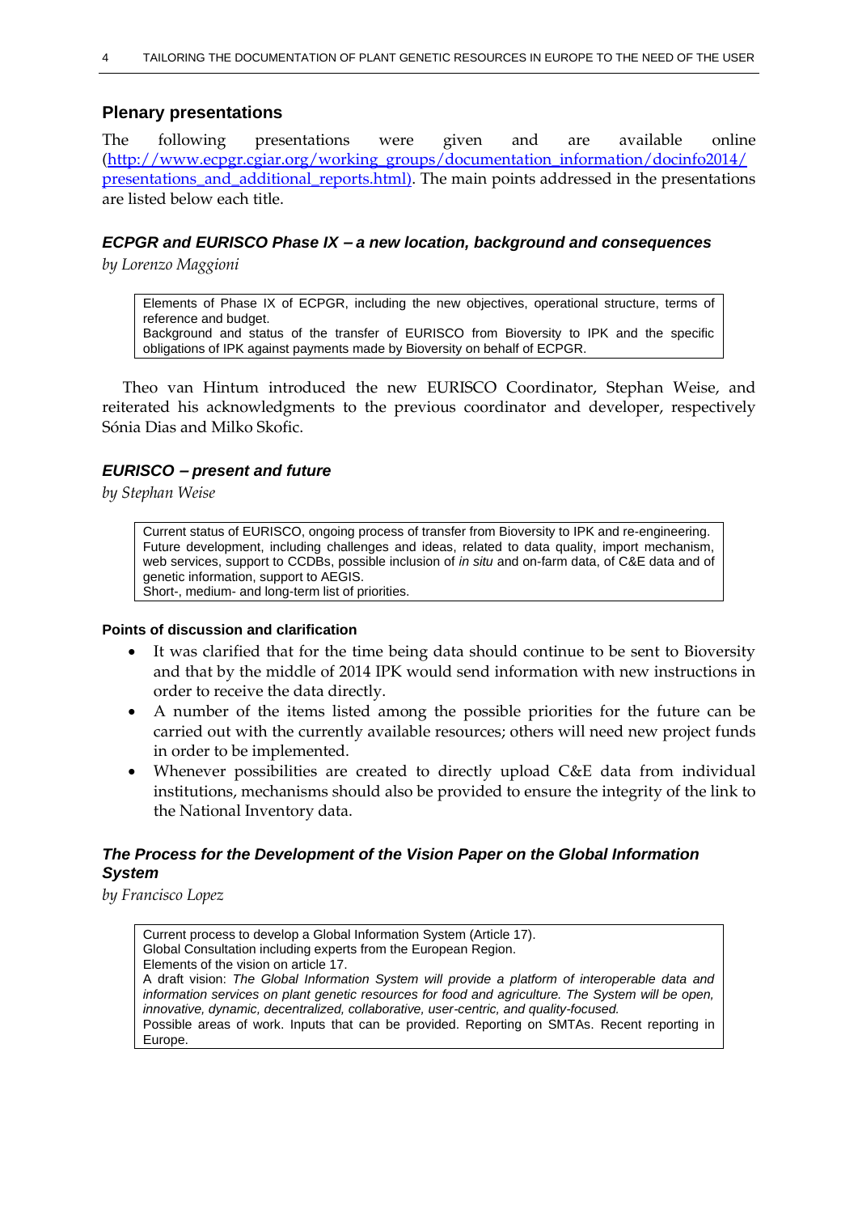## Plenary presentations

The following presentations were given and are available online (http://www.ecpgr.cgiar.org/working_groups/documentation_information/docinfo2014/presentations_and_additional_reports.html). The main points addressed in the presentations are listed below each title.

### *ECPGR and EURISCO Phase IX – a new location, background and consequences*

*by Lorenzo Maggioni*

> Elements of Phase IX of ECPGR, including the new objectives, operational structure, terms of reference and budget.
> Background and status of the transfer of EURISCO from Bioversity to IPK and the specific obligations of IPK against payments made by Bioversity on behalf of ECPGR.

Theo van Hintum introduced the new EURISCO Coordinator, Stephan Weise, and reiterated his acknowledgments to the previous coordinator and developer, respectively Sónia Dias and Milko Skofic.

### *EURISCO – present and future*

*by Stephan Weise*

> Current status of EURISCO, ongoing process of transfer from Bioversity to IPK and re-engineering.
> Future development, including challenges and ideas, related to data quality, import mechanism, web services, support to CCDBs, possible inclusion of *in situ* and on-farm data, of C&E data and of genetic information, support to AEGIS.
> Short-, medium- and long-term list of priorities.

#### Points of discussion and clarification

- It was clarified that for the time being data should continue to be sent to Bioversity and that by the middle of 2014 IPK would send information with new instructions in order to receive the data directly.
- A number of the items listed among the possible priorities for the future can be carried out with the currently available resources; others will need new project funds in order to be implemented.
- Whenever possibilities are created to directly upload C&E data from individual institutions, mechanisms should also be provided to ensure the integrity of the link to the National Inventory data.

### *The Process for the Development of the Vision Paper on the Global Information System*

*by Francisco Lopez*

> Current process to develop a Global Information System (Article 17).
> Global Consultation including experts from the European Region.
> Elements of the vision on article 17.
> A draft vision: *The Global Information System will provide a platform of interoperable data and information services on plant genetic resources for food and agriculture. The System will be open, innovative, dynamic, decentralized, collaborative, user-centric, and quality-focused.*
> Possible areas of work. Inputs that can be provided. Reporting on SMTAs. Recent reporting in Europe.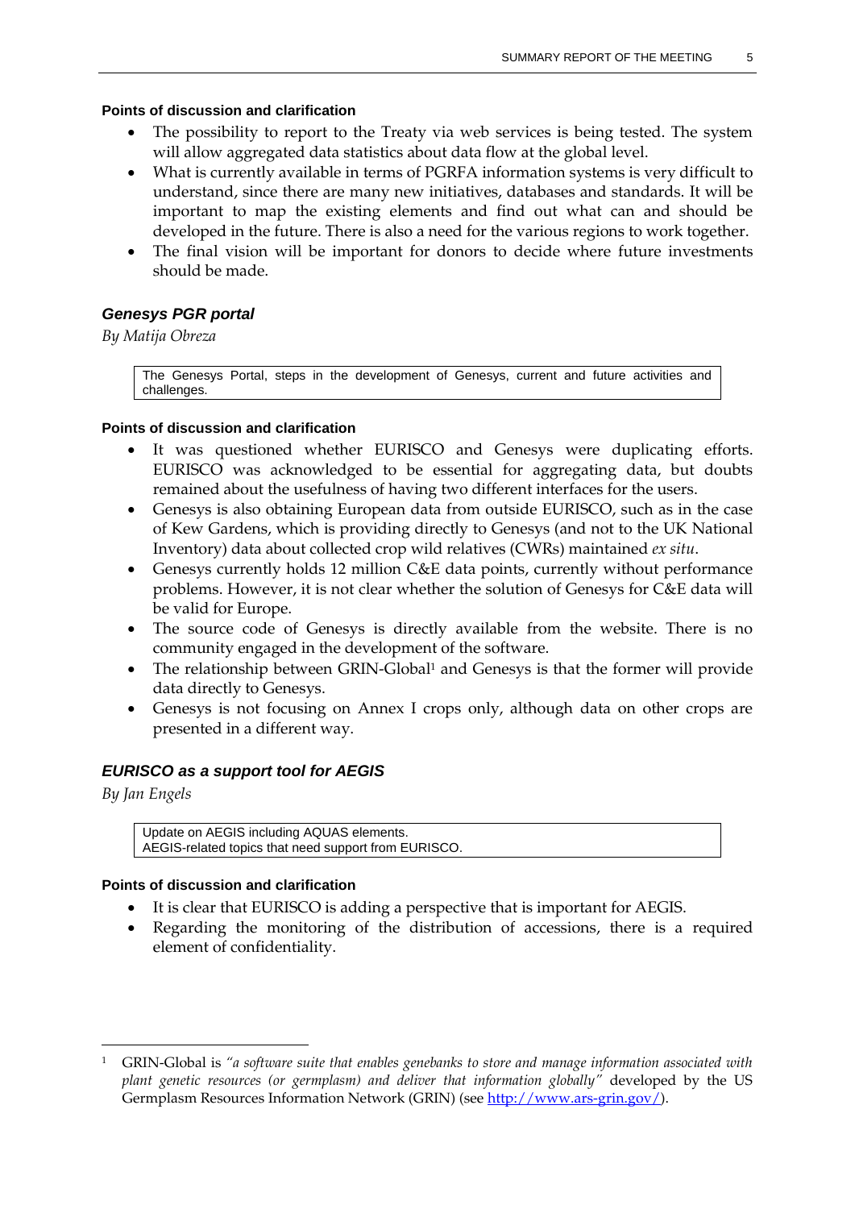#### Points of discussion and clarification

- The possibility to report to the Treaty via web services is being tested. The system will allow aggregated data statistics about data flow at the global level.
- What is currently available in terms of PGRFA information systems is very difficult to understand, since there are many new initiatives, databases and standards. It will be important to map the existing elements and find out what can and should be developed in the future. There is also a need for the various regions to work together.
- The final vision will be important for donors to decide where future investments should be made.

### *Genesys PGR portal*

*By Matija Obreza*

> The Genesys Portal, steps in the development of Genesys, current and future activities and challenges.

#### Points of discussion and clarification

- It was questioned whether EURISCO and Genesys were duplicating efforts. EURISCO was acknowledged to be essential for aggregating data, but doubts remained about the usefulness of having two different interfaces for the users.
- Genesys is also obtaining European data from outside EURISCO, such as in the case of Kew Gardens, which is providing directly to Genesys (and not to the UK National Inventory) data about collected crop wild relatives (CWRs) maintained *ex situ*.
- Genesys currently holds 12 million C&E data points, currently without performance problems. However, it is not clear whether the solution of Genesys for C&E data will be valid for Europe.
- The source code of Genesys is directly available from the website. There is no community engaged in the development of the software.
- The relationship between GRIN-Global[1] and Genesys is that the former will provide data directly to Genesys.
- Genesys is not focusing on Annex I crops only, although data on other crops are presented in a different way.

### *EURISCO as a support tool for AEGIS*

*By Jan Engels*

> Update on AEGIS including AQUAS elements.
> AEGIS-related topics that need support from EURISCO.

#### Points of discussion and clarification

- It is clear that EURISCO is adding a perspective that is important for AEGIS.
- Regarding the monitoring of the distribution of accessions, there is a required element of confidentiality.

---

[1] GRIN-Global is *"a software suite that enables genebanks to store and manage information associated with plant genetic resources (or germplasm) and deliver that information globally"* developed by the US Germplasm Resources Information Network (GRIN) (see http://www.ars-grin.gov/).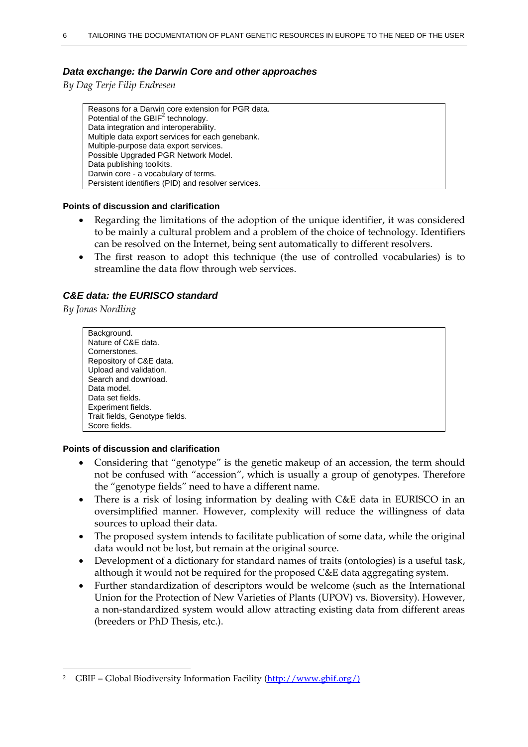### *Data exchange: the Darwin Core and other approaches*

*By Dag Terje Filip Endresen*

| Reasons for a Darwin core extension for PGR data.<br>Potential of the GBIF[2] technology.<br>Data integration and interoperability.<br>Multiple data export services for each genebank.<br>Multiple-purpose data export services.<br>Possible Upgraded PGR Network Model.<br>Data publishing toolkits.<br>Darwin core - a vocabulary of terms.<br>Persistent identifiers (PID) and resolver services. |
|---|

#### Points of discussion and clarification

- Regarding the limitations of the adoption of the unique identifier, it was considered to be mainly a cultural problem and a problem of the choice of technology. Identifiers can be resolved on the Internet, being sent automatically to different resolvers.
- The first reason to adopt this technique (the use of controlled vocabularies) is to streamline the data flow through web services.

### *C&E data: the EURISCO standard*

*By Jonas Nordling*

| Background.<br>Nature of C&E data.<br>Cornerstones.<br>Repository of C&E data.<br>Upload and validation.<br>Search and download.<br>Data model.<br>Data set fields.<br>Experiment fields.<br>Trait fields, Genotype fields.<br>Score fields. |
|---|

#### Points of discussion and clarification

- Considering that "genotype" is the genetic makeup of an accession, the term should not be confused with "accession", which is usually a group of genotypes. Therefore the "genotype fields" need to have a different name.
- There is a risk of losing information by dealing with C&E data in EURISCO in an oversimplified manner. However, complexity will reduce the willingness of data sources to upload their data.
- The proposed system intends to facilitate publication of some data, while the original data would not be lost, but remain at the original source.
- Development of a dictionary for standard names of traits (ontologies) is a useful task, although it would not be required for the proposed C&E data aggregating system.
- Further standardization of descriptors would be welcome (such as the International Union for the Protection of New Varieties of Plants (UPOV) vs. Bioversity). However, a non-standardized system would allow attracting existing data from different areas (breeders or PhD Thesis, etc.).

---

[2] GBIF = Global Biodiversity Information Facility (http://www.gbif.org/)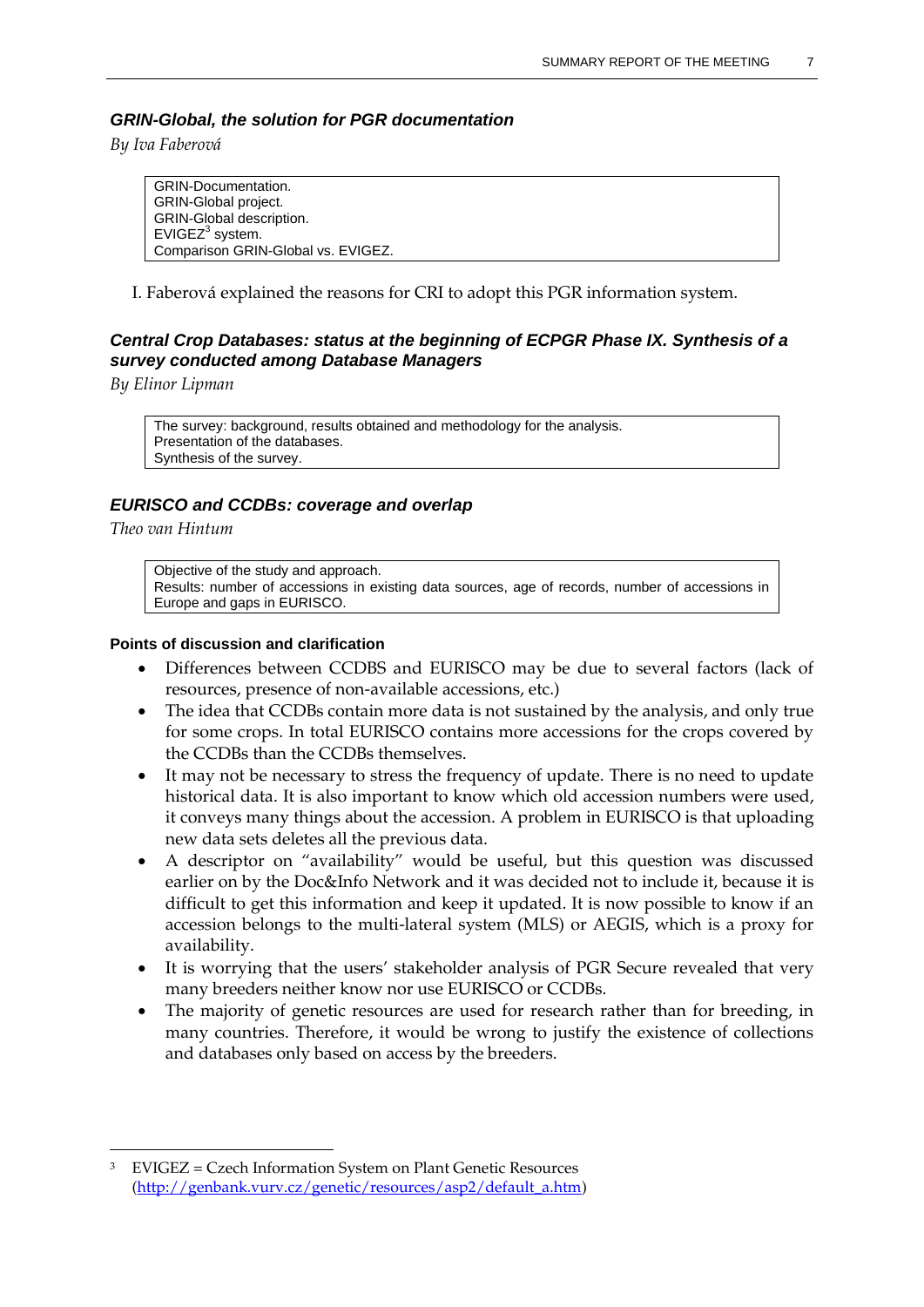### *GRIN-Global, the solution for PGR documentation*

*By Iva Faberová*

> GRIN-Documentation.
> GRIN-Global project.
> GRIN-Global description.
> EVIGEZ[3] system.
> Comparison GRIN-Global vs. EVIGEZ.

I. Faberová explained the reasons for CRI to adopt this PGR information system.

### *Central Crop Databases: status at the beginning of ECPGR Phase IX. Synthesis of a survey conducted among Database Managers*

*By Elinor Lipman*

> The survey: background, results obtained and methodology for the analysis.
> Presentation of the databases.
> Synthesis of the survey.

### *EURISCO and CCDBs: coverage and overlap*

*Theo van Hintum*

> Objective of the study and approach.
> Results: number of accessions in existing data sources, age of records, number of accessions in Europe and gaps in EURISCO.

#### Points of discussion and clarification

- Differences between CCDBS and EURISCO may be due to several factors (lack of resources, presence of non-available accessions, etc.)
- The idea that CCDBs contain more data is not sustained by the analysis, and only true for some crops. In total EURISCO contains more accessions for the crops covered by the CCDBs than the CCDBs themselves.
- It may not be necessary to stress the frequency of update. There is no need to update historical data. It is also important to know which old accession numbers were used, it conveys many things about the accession. A problem in EURISCO is that uploading new data sets deletes all the previous data.
- A descriptor on "availability" would be useful, but this question was discussed earlier on by the Doc&Info Network and it was decided not to include it, because it is difficult to get this information and keep it updated. It is now possible to know if an accession belongs to the multi-lateral system (MLS) or AEGIS, which is a proxy for availability.
- It is worrying that the users' stakeholder analysis of PGR Secure revealed that very many breeders neither know nor use EURISCO or CCDBs.
- The majority of genetic resources are used for research rather than for breeding, in many countries. Therefore, it would be wrong to justify the existence of collections and databases only based on access by the breeders.

---

[3] EVIGEZ = Czech Information System on Plant Genetic Resources (http://genbank.vurv.cz/genetic/resources/asp2/default_a.htm)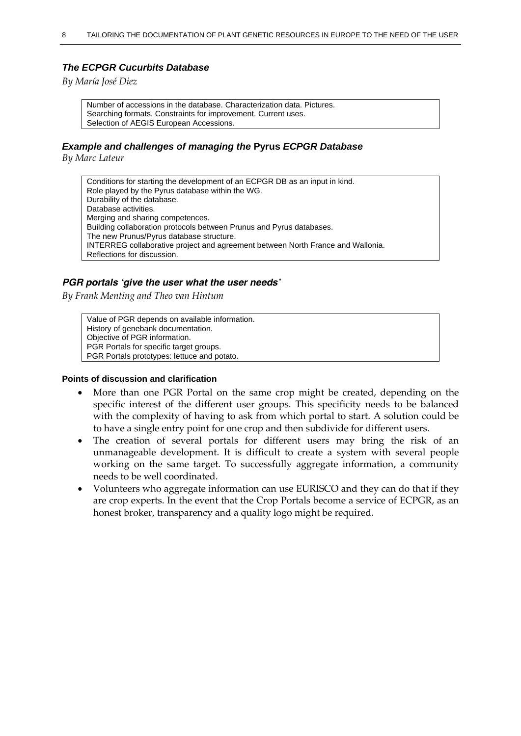### *The ECPGR Cucurbits Database*

*By María José Diez*

> Number of accessions in the database. Characterization data. Pictures.
> Searching formats. Constraints for improvement. Current uses.
> Selection of AEGIS European Accessions.

### *Example and challenges of managing the* **Pyrus** *ECPGR Database*

*By Marc Lateur*

> Conditions for starting the development of an ECPGR DB as an input in kind.
> Role played by the Pyrus database within the WG.
> Durability of the database.
> Database activities.
> Merging and sharing competences.
> Building collaboration protocols between Prunus and Pyrus databases.
> The new Prunus/Pyrus database structure.
> INTERREG collaborative project and agreement between North France and Wallonia.
> Reflections for discussion.

### *PGR portals 'give the user what the user needs'*

*By Frank Menting and Theo van Hintum*

> Value of PGR depends on available information.
> History of genebank documentation.
> Objective of PGR information.
> PGR Portals for specific target groups.
> PGR Portals prototypes: lettuce and potato.

**Points of discussion and clarification**

- More than one PGR Portal on the same crop might be created, depending on the specific interest of the different user groups. This specificity needs to be balanced with the complexity of having to ask from which portal to start. A solution could be to have a single entry point for one crop and then subdivide for different users.
- The creation of several portals for different users may bring the risk of an unmanageable development. It is difficult to create a system with several people working on the same target. To successfully aggregate information, a community needs to be well coordinated.
- Volunteers who aggregate information can use EURISCO and they can do that if they are crop experts. In the event that the Crop Portals become a service of ECPGR, as an honest broker, transparency and a quality logo might be required.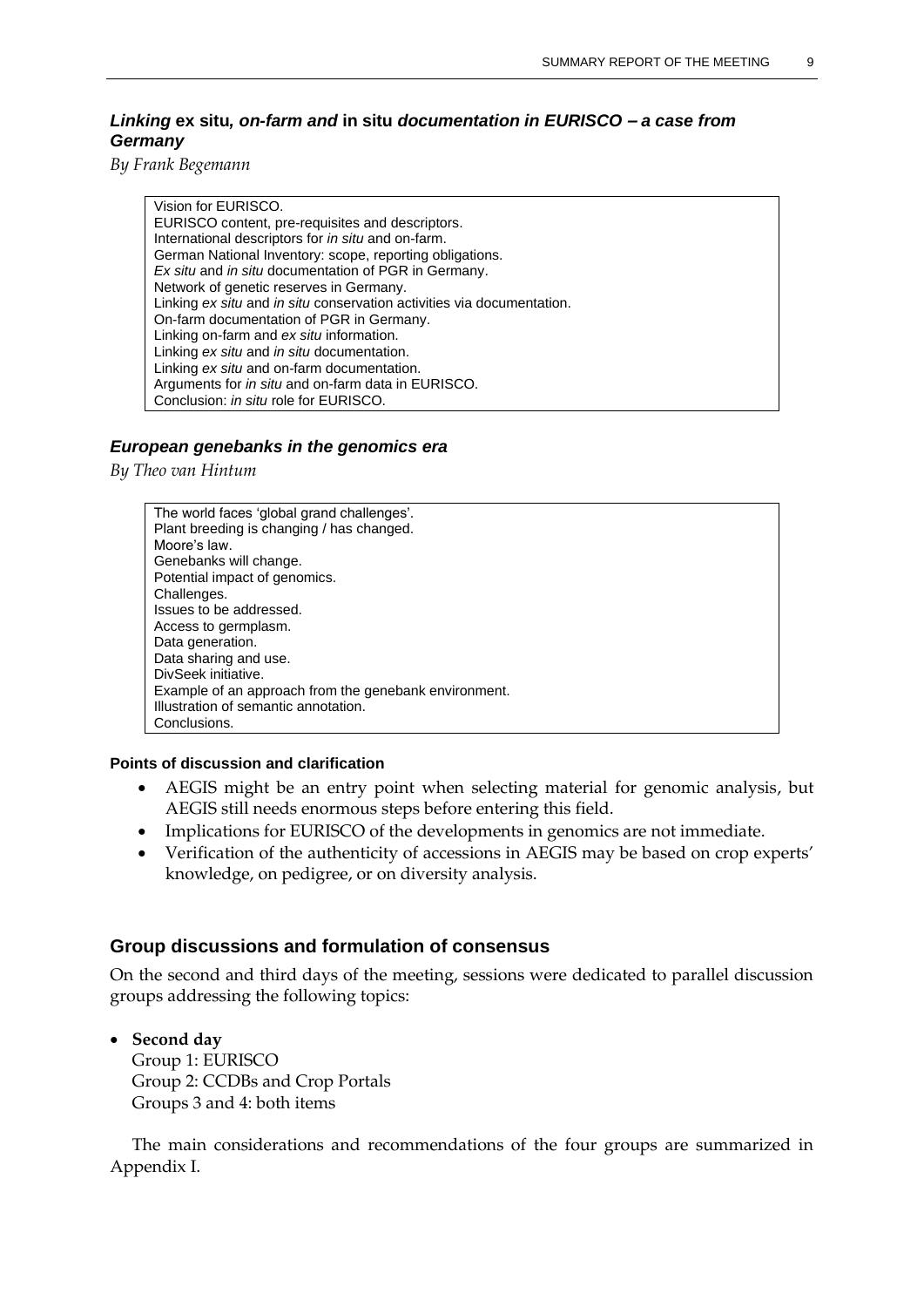### *Linking* ex situ*, on-farm and* in situ *documentation in EURISCO – a case from Germany*

*By Frank Begemann*

Vision for EURISCO.
EURISCO content, pre-requisites and descriptors.
International descriptors for *in situ* and on-farm.
German National Inventory: scope, reporting obligations.
*Ex situ* and *in situ* documentation of PGR in Germany.
Network of genetic reserves in Germany.
Linking *ex situ* and *in situ* conservation activities via documentation.
On-farm documentation of PGR in Germany.
Linking on-farm and *ex situ* information.
Linking *ex situ* and *in situ* documentation.
Linking *ex situ* and on-farm documentation.
Arguments for *in situ* and on-farm data in EURISCO.
Conclusion: *in situ* role for EURISCO.

### *European genebanks in the genomics era*

*By Theo van Hintum*

The world faces 'global grand challenges'.
Plant breeding is changing / has changed.
Moore's law.
Genebanks will change.
Potential impact of genomics.
Challenges.
Issues to be addressed.
Access to germplasm.
Data generation.
Data sharing and use.
DivSeek initiative.
Example of an approach from the genebank environment.
Illustration of semantic annotation.
Conclusions.

#### Points of discussion and clarification

- AEGIS might be an entry point when selecting material for genomic analysis, but AEGIS still needs enormous steps before entering this field.
- Implications for EURISCO of the developments in genomics are not immediate.
- Verification of the authenticity of accessions in AEGIS may be based on crop experts' knowledge, on pedigree, or on diversity analysis.

## Group discussions and formulation of consensus

On the second and third days of the meeting, sessions were dedicated to parallel discussion groups addressing the following topics:

- **Second day**
  Group 1: EURISCO
  Group 2: CCDBs and Crop Portals
  Groups 3 and 4: both items

The main considerations and recommendations of the four groups are summarized in Appendix I.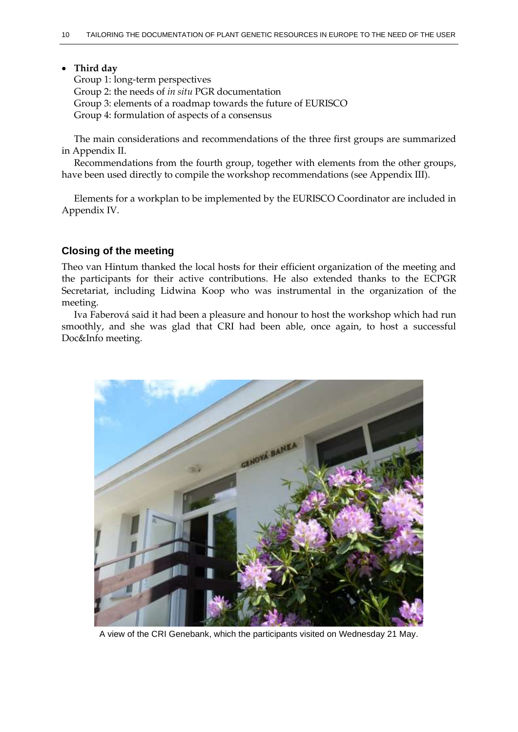- **Third day**
  Group 1: long-term perspectives
  Group 2: the needs of *in situ* PGR documentation
  Group 3: elements of a roadmap towards the future of EURISCO
  Group 4: formulation of aspects of a consensus

The main considerations and recommendations of the three first groups are summarized in Appendix II.

Recommendations from the fourth group, together with elements from the other groups, have been used directly to compile the workshop recommendations (see Appendix III).

Elements for a workplan to be implemented by the EURISCO Coordinator are included in Appendix IV.

## Closing of the meeting

Theo van Hintum thanked the local hosts for their efficient organization of the meeting and the participants for their active contributions. He also extended thanks to the ECPGR Secretariat, including Lidwina Koop who was instrumental in the organization of the meeting.

Iva Faberová said it had been a pleasure and honour to host the workshop which had run smoothly, and she was glad that CRI had been able, once again, to host a successful Doc&Info meeting.

A view of the CRI Genebank, which the participants visited on Wednesday 21 May.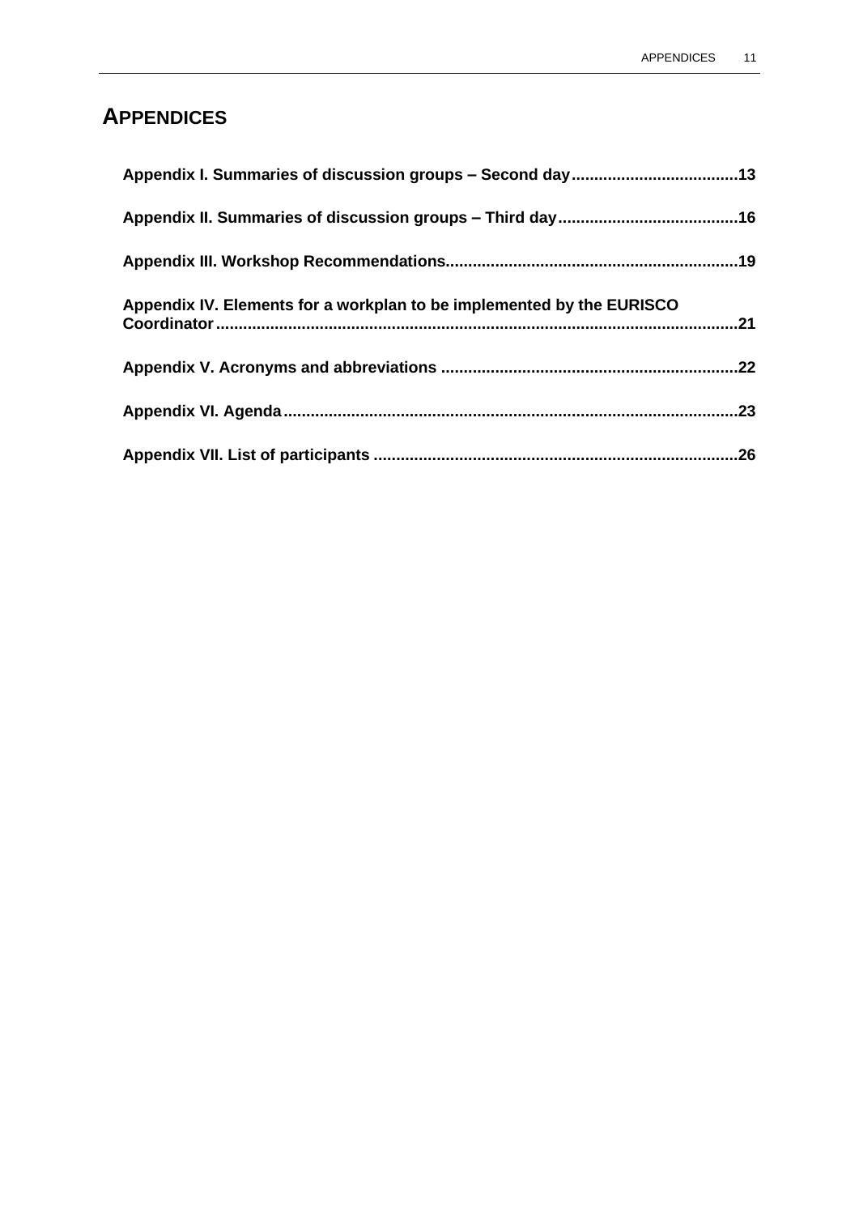# APPENDICES

**Appendix I. Summaries of discussion groups – Second day.....................................13**

**Appendix II. Summaries of discussion groups – Third day........................................16**

**Appendix III. Workshop Recommendations.................................................................19**

**Appendix IV. Elements for a workplan to be implemented by the EURISCO Coordinator....................................................................................................................21**

**Appendix V. Acronyms and abbreviations ..................................................................22**

**Appendix VI. Agenda.....................................................................................................23**

**Appendix VII. List of participants .................................................................................26**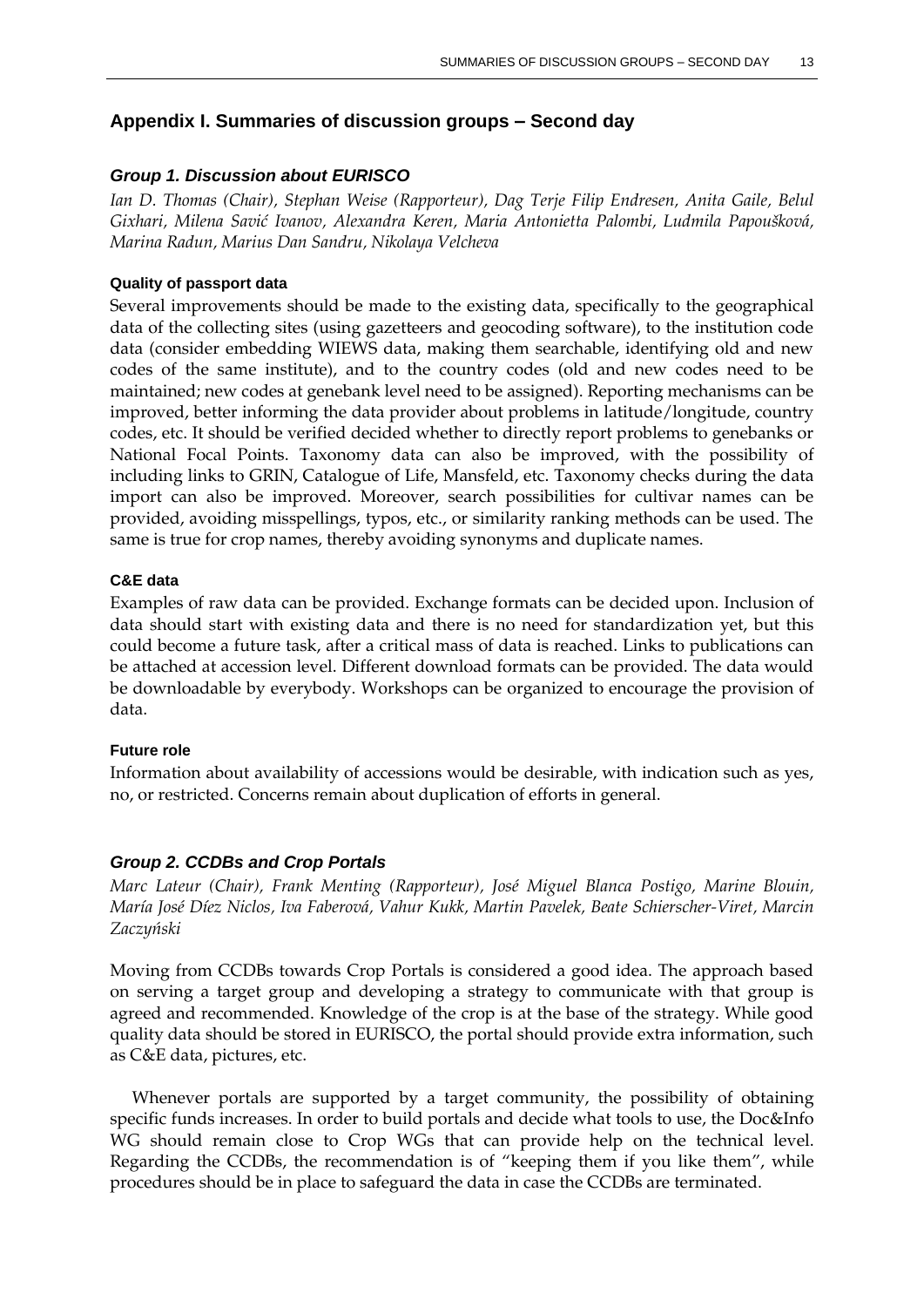## Appendix I. Summaries of discussion groups – Second day

### *Group 1. Discussion about EURISCO*

*Ian D. Thomas (Chair), Stephan Weise (Rapporteur), Dag Terje Filip Endresen, Anita Gaile, Belul Gixhari, Milena Savić Ivanov, Alexandra Keren, Maria Antonietta Palombi, Ludmila Papoušková, Marina Radun, Marius Dan Sandru, Nikolaya Velcheva*

#### Quality of passport data

Several improvements should be made to the existing data, specifically to the geographical data of the collecting sites (using gazetteers and geocoding software), to the institution code data (consider embedding WIEWS data, making them searchable, identifying old and new codes of the same institute), and to the country codes (old and new codes need to be maintained; new codes at genebank level need to be assigned). Reporting mechanisms can be improved, better informing the data provider about problems in latitude/longitude, country codes, etc. It should be verified decided whether to directly report problems to genebanks or National Focal Points. Taxonomy data can also be improved, with the possibility of including links to GRIN, Catalogue of Life, Mansfeld, etc. Taxonomy checks during the data import can also be improved. Moreover, search possibilities for cultivar names can be provided, avoiding misspellings, typos, etc., or similarity ranking methods can be used. The same is true for crop names, thereby avoiding synonyms and duplicate names.

#### C&E data

Examples of raw data can be provided. Exchange formats can be decided upon. Inclusion of data should start with existing data and there is no need for standardization yet, but this could become a future task, after a critical mass of data is reached. Links to publications can be attached at accession level. Different download formats can be provided. The data would be downloadable by everybody. Workshops can be organized to encourage the provision of data.

#### Future role

Information about availability of accessions would be desirable, with indication such as yes, no, or restricted. Concerns remain about duplication of efforts in general.

### *Group 2. CCDBs and Crop Portals*

*Marc Lateur (Chair), Frank Menting (Rapporteur), José Miguel Blanca Postigo, Marine Blouin, María José Díez Niclos, Iva Faberová, Vahur Kukk, Martin Pavelek, Beate Schierscher-Viret, Marcin Zaczyński*

Moving from CCDBs towards Crop Portals is considered a good idea. The approach based on serving a target group and developing a strategy to communicate with that group is agreed and recommended. Knowledge of the crop is at the base of the strategy. While good quality data should be stored in EURISCO, the portal should provide extra information, such as C&E data, pictures, etc.

Whenever portals are supported by a target community, the possibility of obtaining specific funds increases. In order to build portals and decide what tools to use, the Doc&Info WG should remain close to Crop WGs that can provide help on the technical level. Regarding the CCDBs, the recommendation is of "keeping them if you like them", while procedures should be in place to safeguard the data in case the CCDBs are terminated.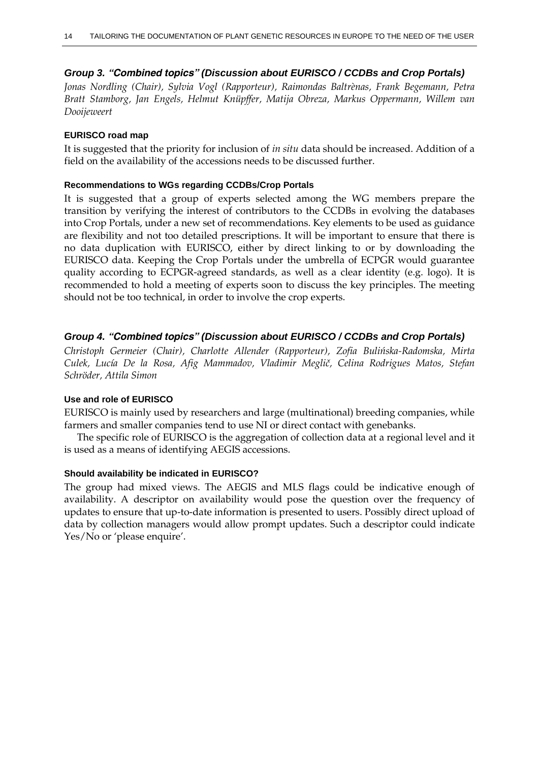### *Group 3. "Combined topics" (Discussion about EURISCO / CCDBs and Crop Portals)*

*Jonas Nordling (Chair), Sylvia Vogl (Rapporteur), Raimondas Baltrènas, Frank Begemann, Petra Bratt Stamborg, Jan Engels, Helmut Knüpffer, Matija Obreza, Markus Oppermann, Willem van Dooijeweert*

#### EURISCO road map

It is suggested that the priority for inclusion of *in situ* data should be increased. Addition of a field on the availability of the accessions needs to be discussed further.

#### Recommendations to WGs regarding CCDBs/Crop Portals

It is suggested that a group of experts selected among the WG members prepare the transition by verifying the interest of contributors to the CCDBs in evolving the databases into Crop Portals, under a new set of recommendations. Key elements to be used as guidance are flexibility and not too detailed prescriptions. It will be important to ensure that there is no data duplication with EURISCO, either by direct linking to or by downloading the EURISCO data. Keeping the Crop Portals under the umbrella of ECPGR would guarantee quality according to ECPGR-agreed standards, as well as a clear identity (e.g. logo). It is recommended to hold a meeting of experts soon to discuss the key principles. The meeting should not be too technical, in order to involve the crop experts.

### *Group 4. "Combined topics" (Discussion about EURISCO / CCDBs and Crop Portals)*

*Christoph Germeier (Chair), Charlotte Allender (Rapporteur), Zofia Bulińska-Radomska, Mirta Culek, Lucía De la Rosa, Afig Mammadov, Vladimir Meglič, Celina Rodrigues Matos, Stefan Schröder, Attila Simon*

#### Use and role of EURISCO

EURISCO is mainly used by researchers and large (multinational) breeding companies, while farmers and smaller companies tend to use NI or direct contact with genebanks.

The specific role of EURISCO is the aggregation of collection data at a regional level and it is used as a means of identifying AEGIS accessions.

#### Should availability be indicated in EURISCO?

The group had mixed views. The AEGIS and MLS flags could be indicative enough of availability. A descriptor on availability would pose the question over the frequency of updates to ensure that up-to-date information is presented to users. Possibly direct upload of data by collection managers would allow prompt updates. Such a descriptor could indicate Yes/No or 'please enquire'.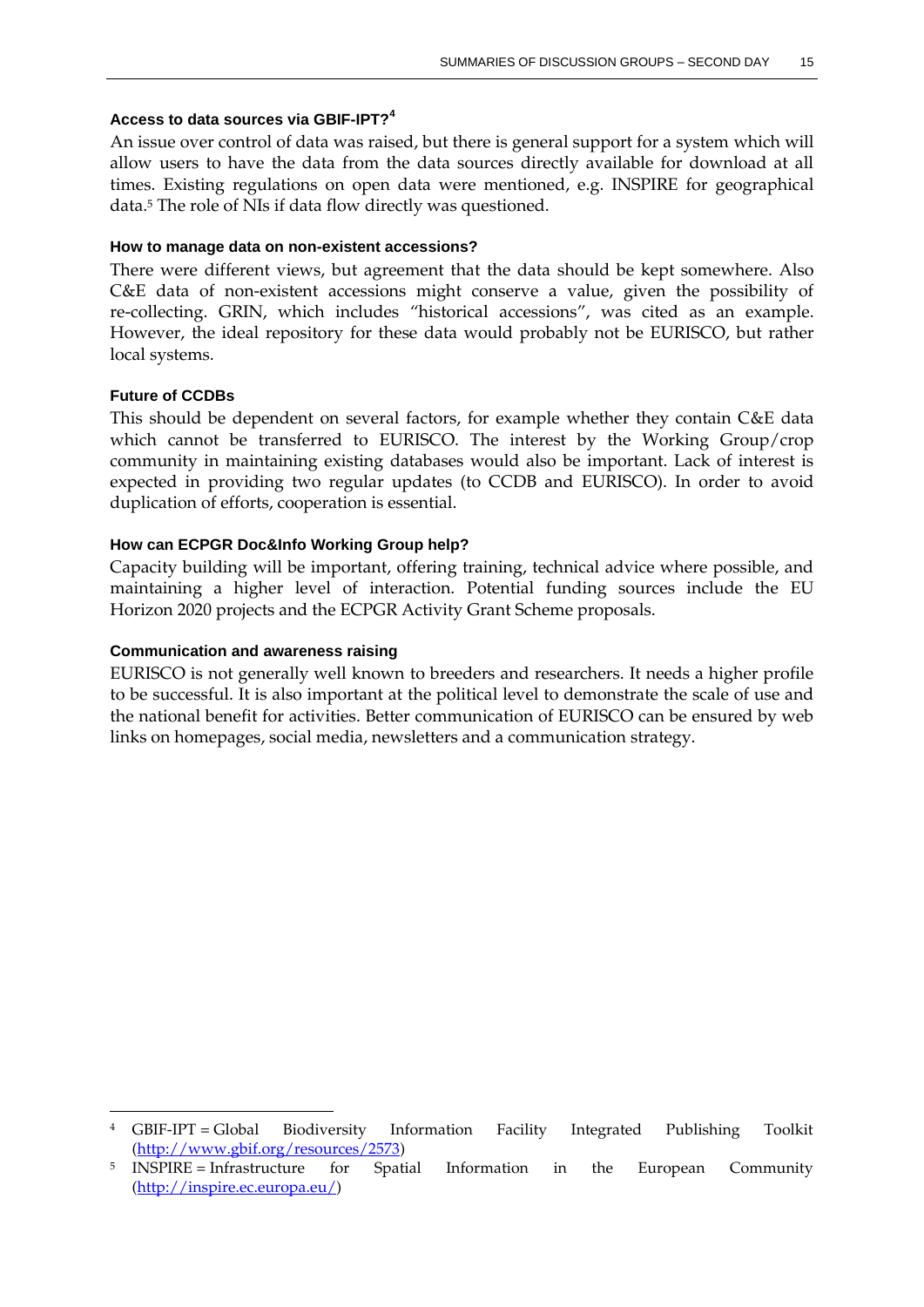### Access to data sources via GBIF-IPT?[4]

An issue over control of data was raised, but there is general support for a system which will allow users to have the data from the data sources directly available for download at all times. Existing regulations on open data were mentioned, e.g. INSPIRE for geographical data.[5] The role of NIs if data flow directly was questioned.

### How to manage data on non-existent accessions?

There were different views, but agreement that the data should be kept somewhere. Also C&E data of non-existent accessions might conserve a value, given the possibility of re-collecting. GRIN, which includes "historical accessions", was cited as an example. However, the ideal repository for these data would probably not be EURISCO, but rather local systems.

### Future of CCDBs

This should be dependent on several factors, for example whether they contain C&E data which cannot be transferred to EURISCO. The interest by the Working Group/crop community in maintaining existing databases would also be important. Lack of interest is expected in providing two regular updates (to CCDB and EURISCO). In order to avoid duplication of efforts, cooperation is essential.

### How can ECPGR Doc&Info Working Group help?

Capacity building will be important, offering training, technical advice where possible, and maintaining a higher level of interaction. Potential funding sources include the EU Horizon 2020 projects and the ECPGR Activity Grant Scheme proposals.

### Communication and awareness raising

EURISCO is not generally well known to breeders and researchers. It needs a higher profile to be successful. It is also important at the political level to demonstrate the scale of use and the national benefit for activities. Better communication of EURISCO can be ensured by web links on homepages, social media, newsletters and a communication strategy.

---

[4] GBIF-IPT = Global Biodiversity Information Facility Integrated Publishing Toolkit (http://www.gbif.org/resources/2573)

[5] INSPIRE = Infrastructure for Spatial Information in the European Community (http://inspire.ec.europa.eu/)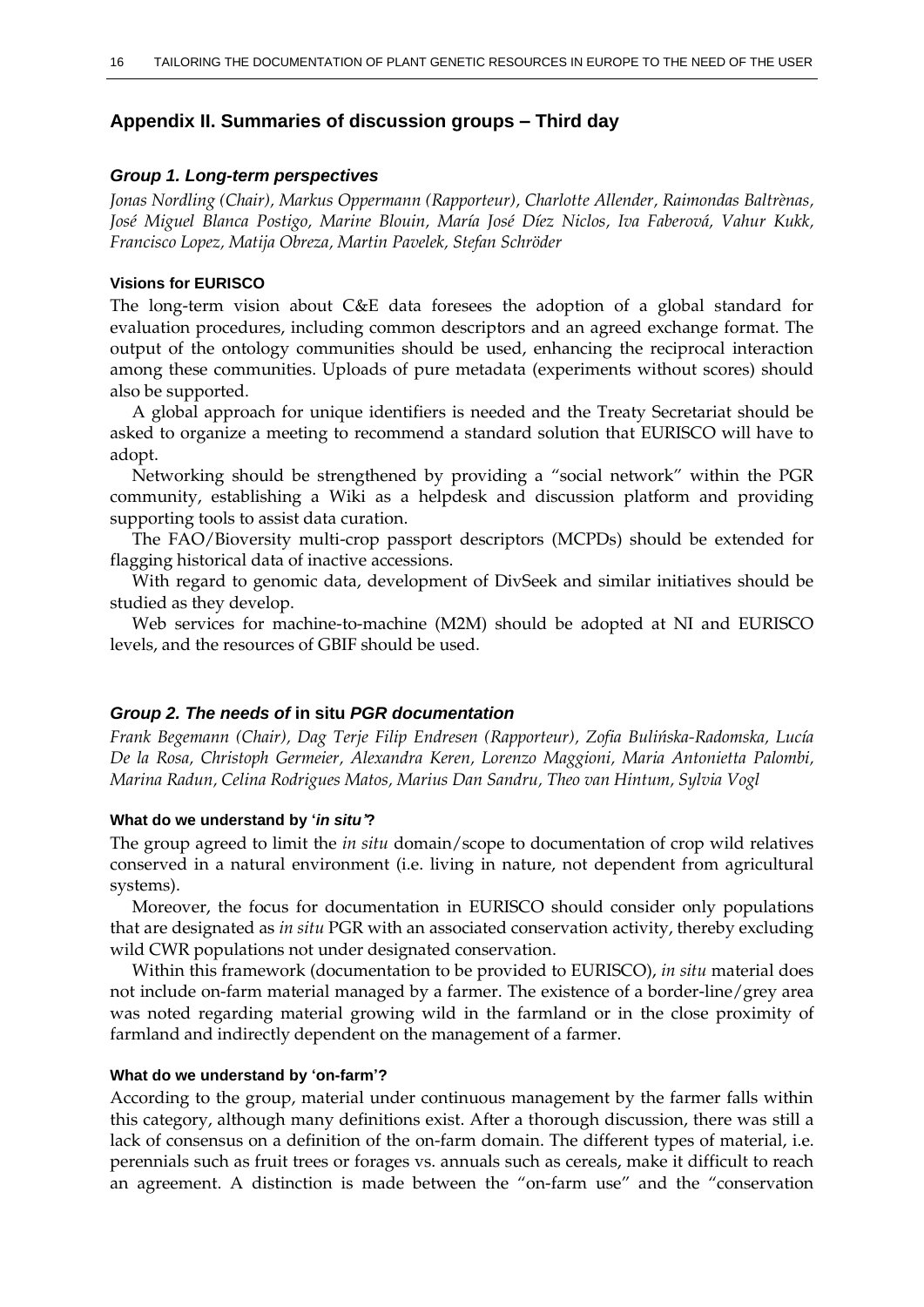## Appendix II. Summaries of discussion groups – Third day

### *Group 1. Long-term perspectives*

*Jonas Nordling (Chair), Markus Oppermann (Rapporteur), Charlotte Allender, Raimondas Baltrènas, José Miguel Blanca Postigo, Marine Blouin, María José Díez Niclos, Iva Faberová, Vahur Kukk, Francisco Lopez, Matija Obreza, Martin Pavelek, Stefan Schröder*

#### Visions for EURISCO

The long-term vision about C&E data foresees the adoption of a global standard for evaluation procedures, including common descriptors and an agreed exchange format. The output of the ontology communities should be used, enhancing the reciprocal interaction among these communities. Uploads of pure metadata (experiments without scores) should also be supported.

A global approach for unique identifiers is needed and the Treaty Secretariat should be asked to organize a meeting to recommend a standard solution that EURISCO will have to adopt.

Networking should be strengthened by providing a "social network" within the PGR community, establishing a Wiki as a helpdesk and discussion platform and providing supporting tools to assist data curation.

The FAO/Bioversity multi-crop passport descriptors (MCPDs) should be extended for flagging historical data of inactive accessions.

With regard to genomic data, development of DivSeek and similar initiatives should be studied as they develop.

Web services for machine-to-machine (M2M) should be adopted at NI and EURISCO levels, and the resources of GBIF should be used.

### *Group 2. The needs of* in situ *PGR documentation*

*Frank Begemann (Chair), Dag Terje Filip Endresen (Rapporteur), Zofia Bulińska-Radomska, Lucía De la Rosa, Christoph Germeier, Alexandra Keren, Lorenzo Maggioni, Maria Antonietta Palombi, Marina Radun, Celina Rodrigues Matos, Marius Dan Sandru, Theo van Hintum, Sylvia Vogl*

#### What do we understand by '*in situ*'?

The group agreed to limit the *in situ* domain/scope to documentation of crop wild relatives conserved in a natural environment (i.e. living in nature, not dependent from agricultural systems).

Moreover, the focus for documentation in EURISCO should consider only populations that are designated as *in situ* PGR with an associated conservation activity, thereby excluding wild CWR populations not under designated conservation.

Within this framework (documentation to be provided to EURISCO), *in situ* material does not include on-farm material managed by a farmer. The existence of a border-line/grey area was noted regarding material growing wild in the farmland or in the close proximity of farmland and indirectly dependent on the management of a farmer.

#### What do we understand by 'on-farm'?

According to the group, material under continuous management by the farmer falls within this category, although many definitions exist. After a thorough discussion, there was still a lack of consensus on a definition of the on-farm domain. The different types of material, i.e. perennials such as fruit trees or forages vs. annuals such as cereals, make it difficult to reach an agreement. A distinction is made between the "on-farm use" and the "conservation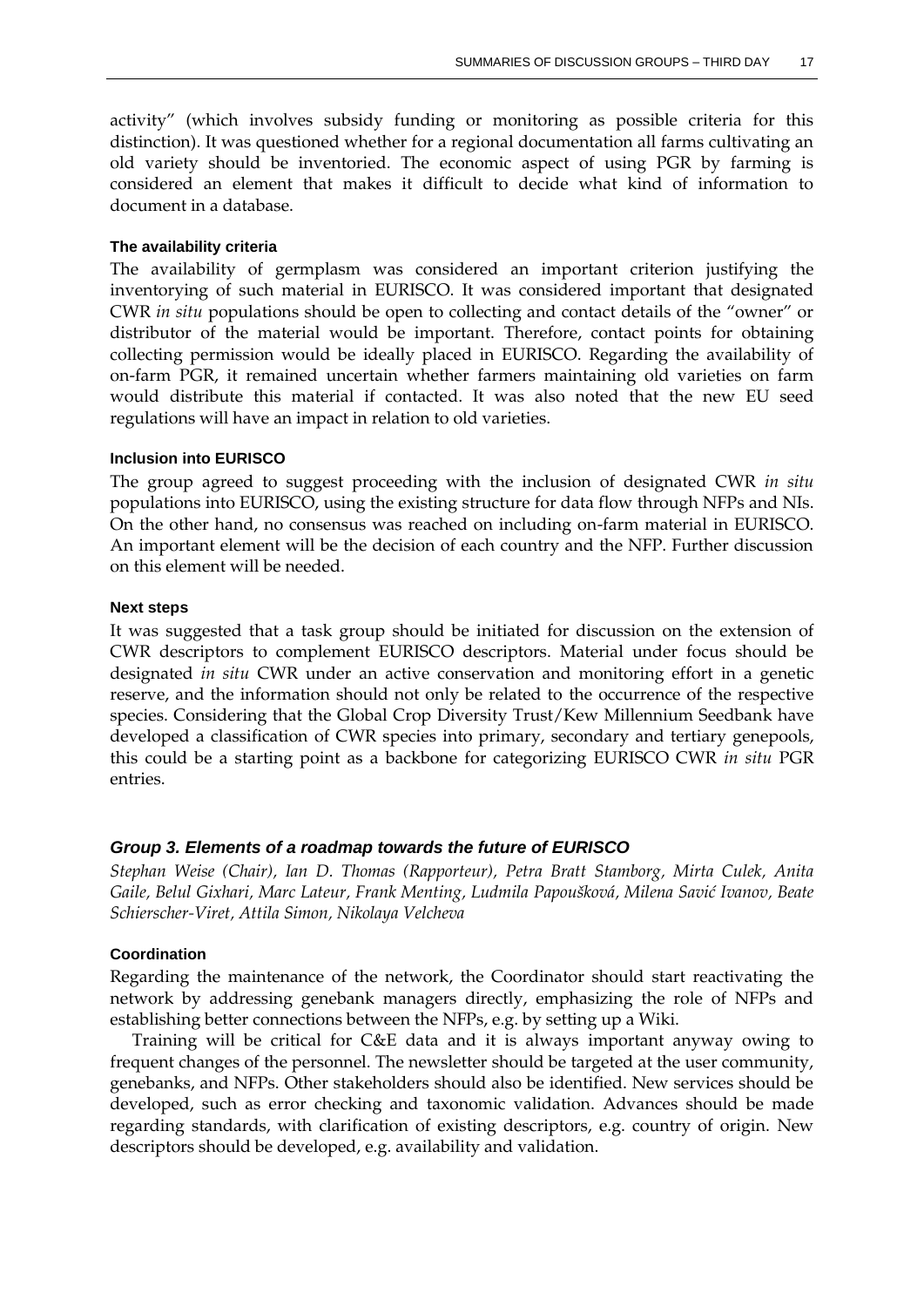activity" (which involves subsidy funding or monitoring as possible criteria for this distinction). It was questioned whether for a regional documentation all farms cultivating an old variety should be inventoried. The economic aspect of using PGR by farming is considered an element that makes it difficult to decide what kind of information to document in a database.

#### The availability criteria

The availability of germplasm was considered an important criterion justifying the inventorying of such material in EURISCO. It was considered important that designated CWR *in situ* populations should be open to collecting and contact details of the "owner" or distributor of the material would be important. Therefore, contact points for obtaining collecting permission would be ideally placed in EURISCO. Regarding the availability of on-farm PGR, it remained uncertain whether farmers maintaining old varieties on farm would distribute this material if contacted. It was also noted that the new EU seed regulations will have an impact in relation to old varieties.

#### Inclusion into EURISCO

The group agreed to suggest proceeding with the inclusion of designated CWR *in situ* populations into EURISCO, using the existing structure for data flow through NFPs and NIs. On the other hand, no consensus was reached on including on-farm material in EURISCO. An important element will be the decision of each country and the NFP. Further discussion on this element will be needed.

#### Next steps

It was suggested that a task group should be initiated for discussion on the extension of CWR descriptors to complement EURISCO descriptors. Material under focus should be designated *in situ* CWR under an active conservation and monitoring effort in a genetic reserve, and the information should not only be related to the occurrence of the respective species. Considering that the Global Crop Diversity Trust/Kew Millennium Seedbank have developed a classification of CWR species into primary, secondary and tertiary genepools, this could be a starting point as a backbone for categorizing EURISCO CWR *in situ* PGR entries.

### Group 3. Elements of a roadmap towards the future of EURISCO

*Stephan Weise (Chair), Ian D. Thomas (Rapporteur), Petra Bratt Stamborg, Mirta Culek, Anita Gaile, Belul Gixhari, Marc Lateur, Frank Menting, Ludmila Papoušková, Milena Savić Ivanov, Beate Schierscher-Viret, Attila Simon, Nikolaya Velcheva*

#### Coordination

Regarding the maintenance of the network, the Coordinator should start reactivating the network by addressing genebank managers directly, emphasizing the role of NFPs and establishing better connections between the NFPs, e.g. by setting up a Wiki.

Training will be critical for C&E data and it is always important anyway owing to frequent changes of the personnel. The newsletter should be targeted at the user community, genebanks, and NFPs. Other stakeholders should also be identified. New services should be developed, such as error checking and taxonomic validation. Advances should be made regarding standards, with clarification of existing descriptors, e.g. country of origin. New descriptors should be developed, e.g. availability and validation.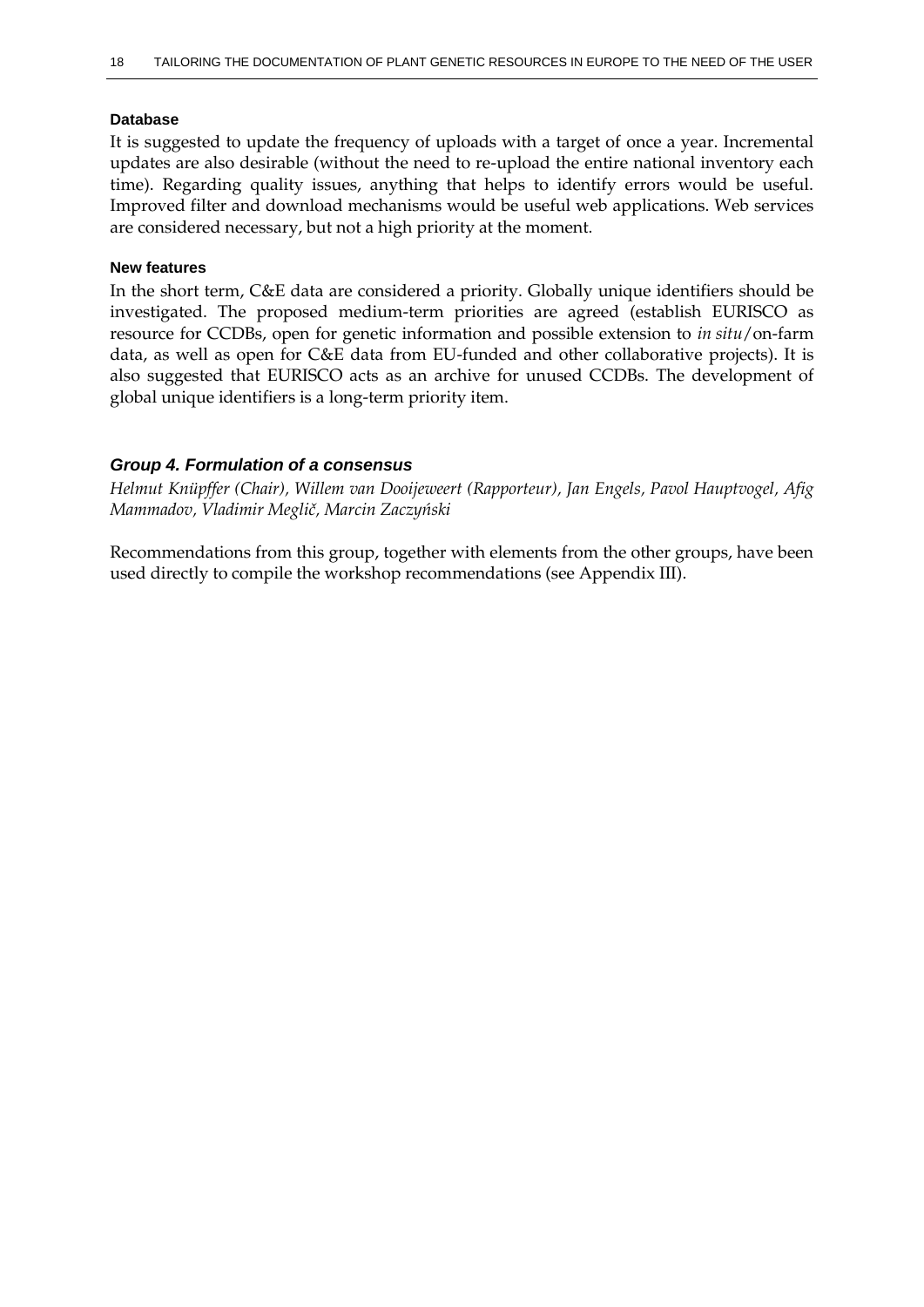#### Database

It is suggested to update the frequency of uploads with a target of once a year. Incremental updates are also desirable (without the need to re-upload the entire national inventory each time). Regarding quality issues, anything that helps to identify errors would be useful. Improved filter and download mechanisms would be useful web applications. Web services are considered necessary, but not a high priority at the moment.

#### New features

In the short term, C&E data are considered a priority. Globally unique identifiers should be investigated. The proposed medium-term priorities are agreed (establish EURISCO as resource for CCDBs, open for genetic information and possible extension to *in situ*/on-farm data, as well as open for C&E data from EU-funded and other collaborative projects). It is also suggested that EURISCO acts as an archive for unused CCDBs. The development of global unique identifiers is a long-term priority item.

### *Group 4. Formulation of a consensus*

*Helmut Knüpffer (Chair), Willem van Dooijeweert (Rapporteur), Jan Engels, Pavol Hauptvogel, Afig Mammadov, Vladimir Meglič, Marcin Zaczyński*

Recommendations from this group, together with elements from the other groups, have been used directly to compile the workshop recommendations (see Appendix III).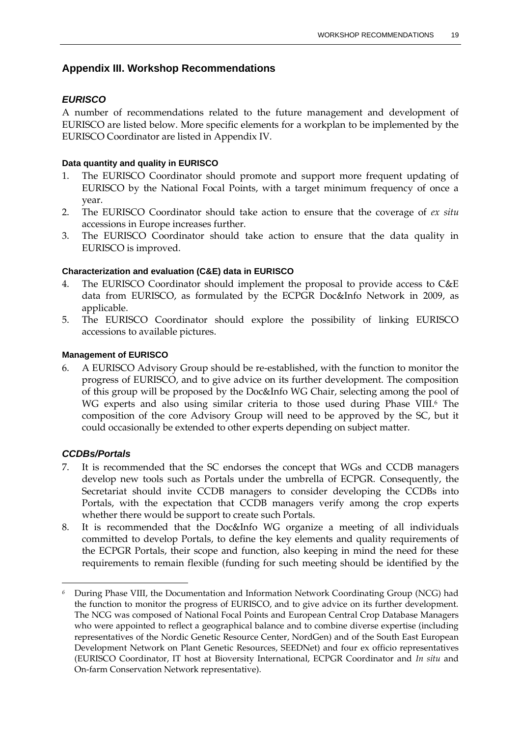## Appendix III. Workshop Recommendations

### *EURISCO*

A number of recommendations related to the future management and development of EURISCO are listed below. More specific elements for a workplan to be implemented by the EURISCO Coordinator are listed in Appendix IV.

#### Data quantity and quality in EURISCO

1. The EURISCO Coordinator should promote and support more frequent updating of EURISCO by the National Focal Points, with a target minimum frequency of once a year.
2. The EURISCO Coordinator should take action to ensure that the coverage of *ex situ* accessions in Europe increases further.
3. The EURISCO Coordinator should take action to ensure that the data quality in EURISCO is improved.

#### Characterization and evaluation (C&E) data in EURISCO

4. The EURISCO Coordinator should implement the proposal to provide access to C&E data from EURISCO, as formulated by the ECPGR Doc&Info Network in 2009, as applicable.
5. The EURISCO Coordinator should explore the possibility of linking EURISCO accessions to available pictures.

#### Management of EURISCO

6. A EURISCO Advisory Group should be re-established, with the function to monitor the progress of EURISCO, and to give advice on its further development. The composition of this group will be proposed by the Doc&Info WG Chair, selecting among the pool of WG experts and also using similar criteria to those used during Phase VIII.[6] The composition of the core Advisory Group will need to be approved by the SC, but it could occasionally be extended to other experts depending on subject matter.

### *CCDBs/Portals*

7. It is recommended that the SC endorses the concept that WGs and CCDB managers develop new tools such as Portals under the umbrella of ECPGR. Consequently, the Secretariat should invite CCDB managers to consider developing the CCDBs into Portals, with the expectation that CCDB managers verify among the crop experts whether there would be support to create such Portals.
8. It is recommended that the Doc&Info WG organize a meeting of all individuals committed to develop Portals, to define the key elements and quality requirements of the ECPGR Portals, their scope and function, also keeping in mind the need for these requirements to remain flexible (funding for such meeting should be identified by the

---

[6] During Phase VIII, the Documentation and Information Network Coordinating Group (NCG) had the function to monitor the progress of EURISCO, and to give advice on its further development. The NCG was composed of National Focal Points and European Central Crop Database Managers who were appointed to reflect a geographical balance and to combine diverse expertise (including representatives of the Nordic Genetic Resource Center, NordGen) and of the South East European Development Network on Plant Genetic Resources, SEEDNet) and four ex officio representatives (EURISCO Coordinator, IT host at Bioversity International, ECPGR Coordinator and *In situ* and On-farm Conservation Network representative).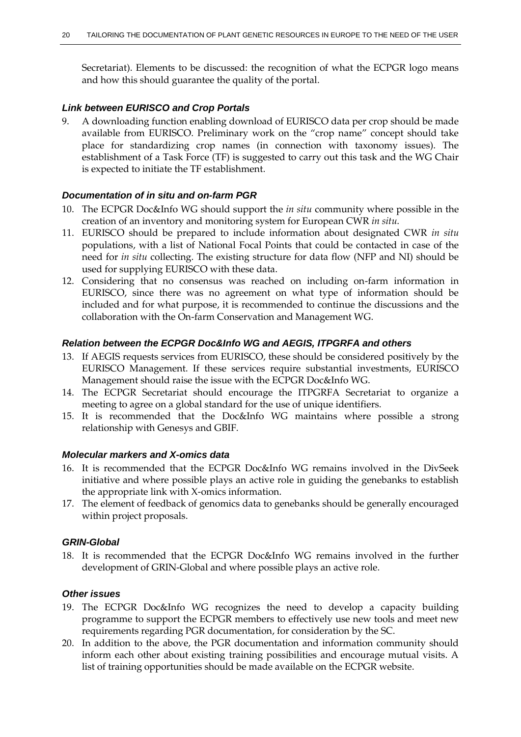Secretariat). Elements to be discussed: the recognition of what the ECPGR logo means and how this should guarantee the quality of the portal.

### *Link between EURISCO and Crop Portals*

9. A downloading function enabling download of EURISCO data per crop should be made available from EURISCO. Preliminary work on the "crop name" concept should take place for standardizing crop names (in connection with taxonomy issues). The establishment of a Task Force (TF) is suggested to carry out this task and the WG Chair is expected to initiate the TF establishment.

### *Documentation of in situ and on-farm PGR*

10. The ECPGR Doc&Info WG should support the *in situ* community where possible in the creation of an inventory and monitoring system for European CWR *in situ*.
11. EURISCO should be prepared to include information about designated CWR *in situ* populations, with a list of National Focal Points that could be contacted in case of the need for *in situ* collecting. The existing structure for data flow (NFP and NI) should be used for supplying EURISCO with these data.
12. Considering that no consensus was reached on including on-farm information in EURISCO, since there was no agreement on what type of information should be included and for what purpose, it is recommended to continue the discussions and the collaboration with the On-farm Conservation and Management WG.

### *Relation between the ECPGR Doc&Info WG and AEGIS, ITPGRFA and others*

13. If AEGIS requests services from EURISCO, these should be considered positively by the EURISCO Management. If these services require substantial investments, EURISCO Management should raise the issue with the ECPGR Doc&Info WG.
14. The ECPGR Secretariat should encourage the ITPGRFA Secretariat to organize a meeting to agree on a global standard for the use of unique identifiers.
15. It is recommended that the Doc&Info WG maintains where possible a strong relationship with Genesys and GBIF.

### *Molecular markers and X-omics data*

16. It is recommended that the ECPGR Doc&Info WG remains involved in the DivSeek initiative and where possible plays an active role in guiding the genebanks to establish the appropriate link with X-omics information.
17. The element of feedback of genomics data to genebanks should be generally encouraged within project proposals.

### *GRIN-Global*

18. It is recommended that the ECPGR Doc&Info WG remains involved in the further development of GRIN-Global and where possible plays an active role.

### *Other issues*

19. The ECPGR Doc&Info WG recognizes the need to develop a capacity building programme to support the ECPGR members to effectively use new tools and meet new requirements regarding PGR documentation, for consideration by the SC.
20. In addition to the above, the PGR documentation and information community should inform each other about existing training possibilities and encourage mutual visits. A list of training opportunities should be made available on the ECPGR website.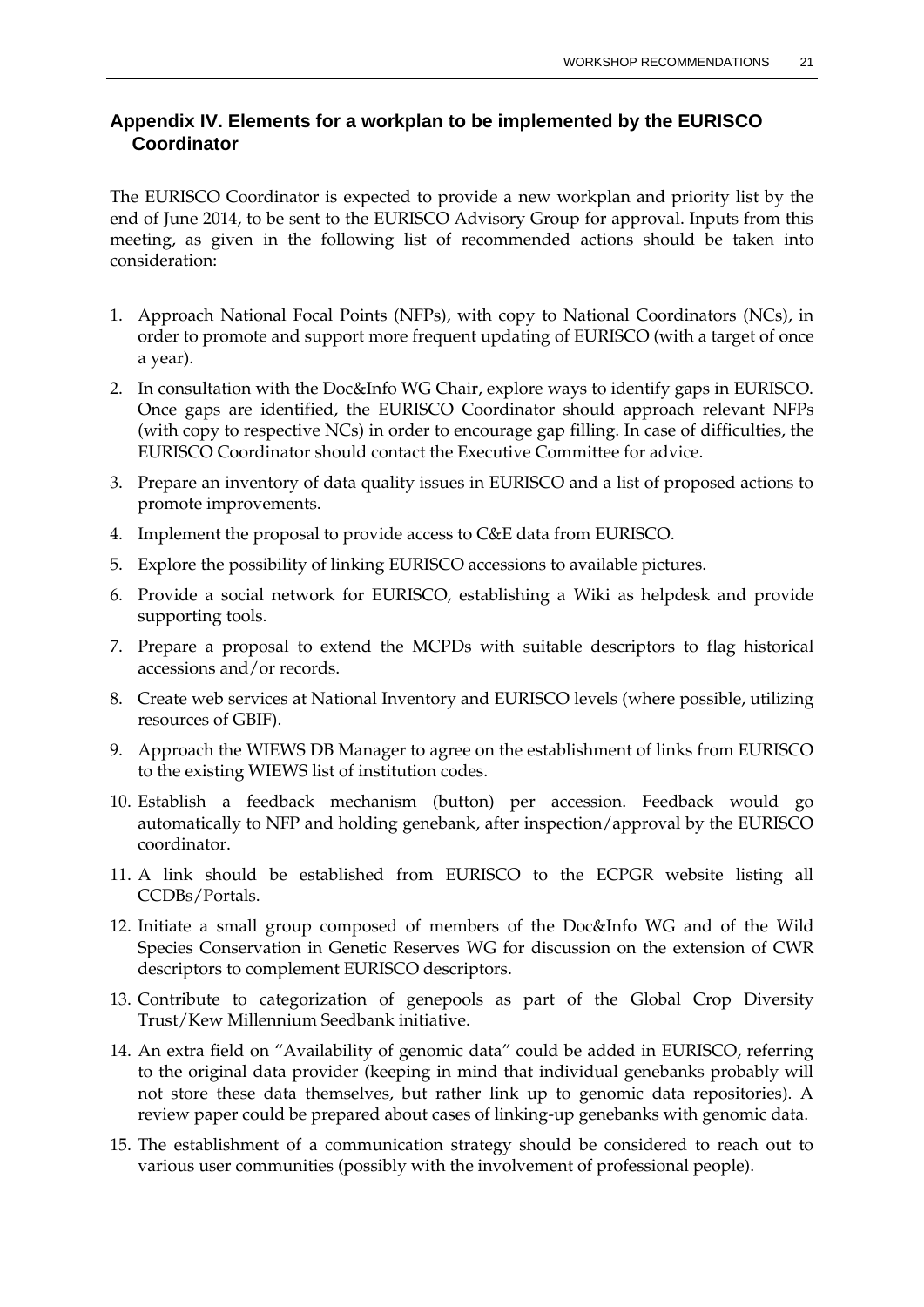## Appendix IV. Elements for a workplan to be implemented by the EURISCO Coordinator

The EURISCO Coordinator is expected to provide a new workplan and priority list by the end of June 2014, to be sent to the EURISCO Advisory Group for approval. Inputs from this meeting, as given in the following list of recommended actions should be taken into consideration:

1. Approach National Focal Points (NFPs), with copy to National Coordinators (NCs), in order to promote and support more frequent updating of EURISCO (with a target of once a year).
2. In consultation with the Doc&Info WG Chair, explore ways to identify gaps in EURISCO. Once gaps are identified, the EURISCO Coordinator should approach relevant NFPs (with copy to respective NCs) in order to encourage gap filling. In case of difficulties, the EURISCO Coordinator should contact the Executive Committee for advice.
3. Prepare an inventory of data quality issues in EURISCO and a list of proposed actions to promote improvements.
4. Implement the proposal to provide access to C&E data from EURISCO.
5. Explore the possibility of linking EURISCO accessions to available pictures.
6. Provide a social network for EURISCO, establishing a Wiki as helpdesk and provide supporting tools.
7. Prepare a proposal to extend the MCPDs with suitable descriptors to flag historical accessions and/or records.
8. Create web services at National Inventory and EURISCO levels (where possible, utilizing resources of GBIF).
9. Approach the WIEWS DB Manager to agree on the establishment of links from EURISCO to the existing WIEWS list of institution codes.
10. Establish a feedback mechanism (button) per accession. Feedback would go automatically to NFP and holding genebank, after inspection/approval by the EURISCO coordinator.
11. A link should be established from EURISCO to the ECPGR website listing all CCDBs/Portals.
12. Initiate a small group composed of members of the Doc&Info WG and of the Wild Species Conservation in Genetic Reserves WG for discussion on the extension of CWR descriptors to complement EURISCO descriptors.
13. Contribute to categorization of genepools as part of the Global Crop Diversity Trust/Kew Millennium Seedbank initiative.
14. An extra field on "Availability of genomic data" could be added in EURISCO, referring to the original data provider (keeping in mind that individual genebanks probably will not store these data themselves, but rather link up to genomic data repositories). A review paper could be prepared about cases of linking-up genebanks with genomic data.
15. The establishment of a communication strategy should be considered to reach out to various user communities (possibly with the involvement of professional people).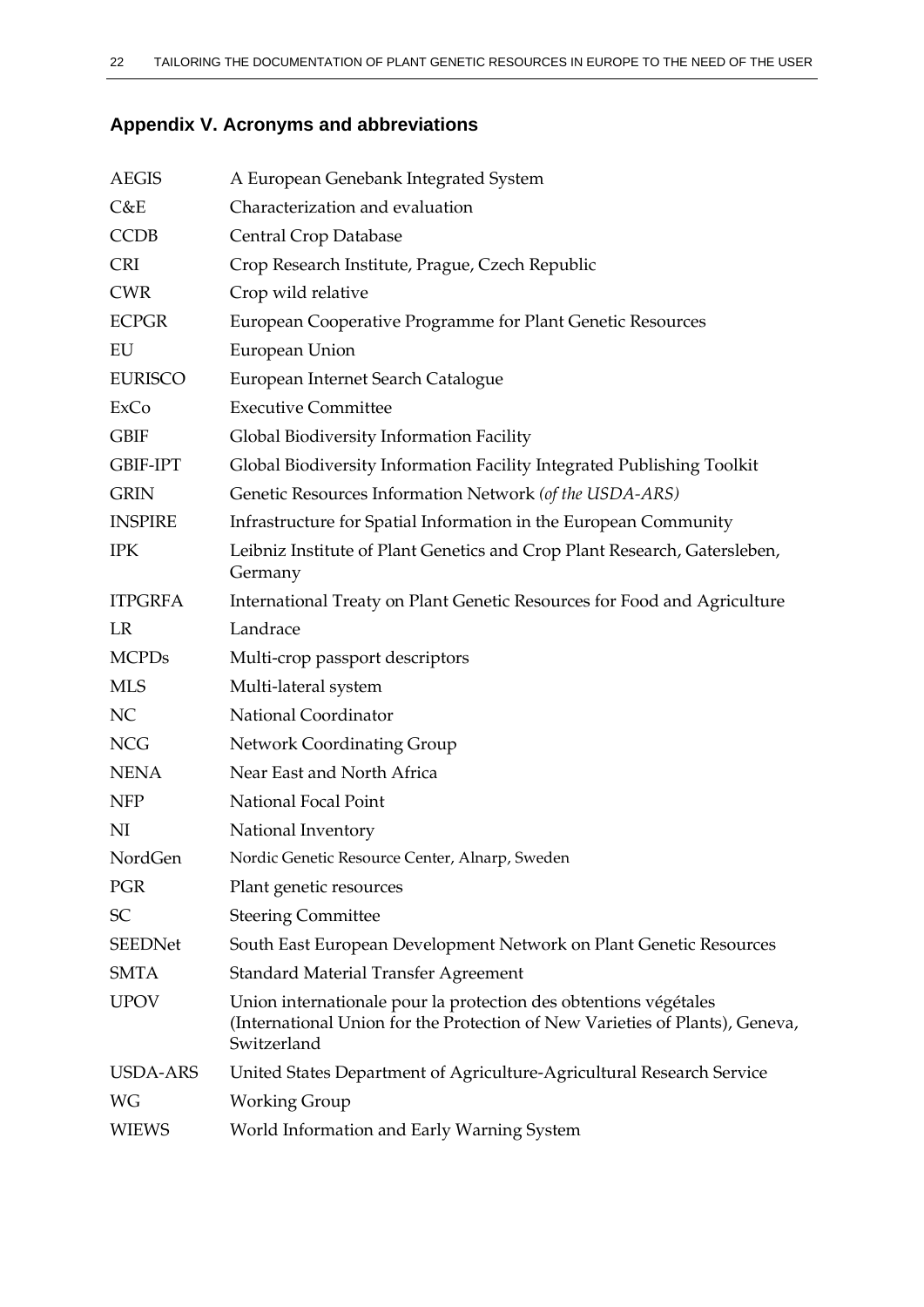## Appendix V. Acronyms and abbreviations

| | |
|---|---|
| AEGIS | A European Genebank Integrated System |
| C&E | Characterization and evaluation |
| CCDB | Central Crop Database |
| CRI | Crop Research Institute, Prague, Czech Republic |
| CWR | Crop wild relative |
| ECPGR | European Cooperative Programme for Plant Genetic Resources |
| EU | European Union |
| EURISCO | European Internet Search Catalogue |
| ExCo | Executive Committee |
| GBIF | Global Biodiversity Information Facility |
| GBIF-IPT | Global Biodiversity Information Facility Integrated Publishing Toolkit |
| GRIN | Genetic Resources Information Network *(of the USDA-ARS)* |
| INSPIRE | Infrastructure for Spatial Information in the European Community |
| IPK | Leibniz Institute of Plant Genetics and Crop Plant Research, Gatersleben, Germany |
| ITPGRFA | International Treaty on Plant Genetic Resources for Food and Agriculture |
| LR | Landrace |
| MCPDs | Multi-crop passport descriptors |
| MLS | Multi-lateral system |
| NC | National Coordinator |
| NCG | Network Coordinating Group |
| NENA | Near East and North Africa |
| NFP | National Focal Point |
| NI | National Inventory |
| NordGen | Nordic Genetic Resource Center, Alnarp, Sweden |
| PGR | Plant genetic resources |
| SC | Steering Committee |
| SEEDNet | South East European Development Network on Plant Genetic Resources |
| SMTA | Standard Material Transfer Agreement |
| UPOV | Union internationale pour la protection des obtentions végétales (International Union for the Protection of New Varieties of Plants), Geneva, Switzerland |
| USDA-ARS | United States Department of Agriculture-Agricultural Research Service |
| WG | Working Group |
| WIEWS | World Information and Early Warning System |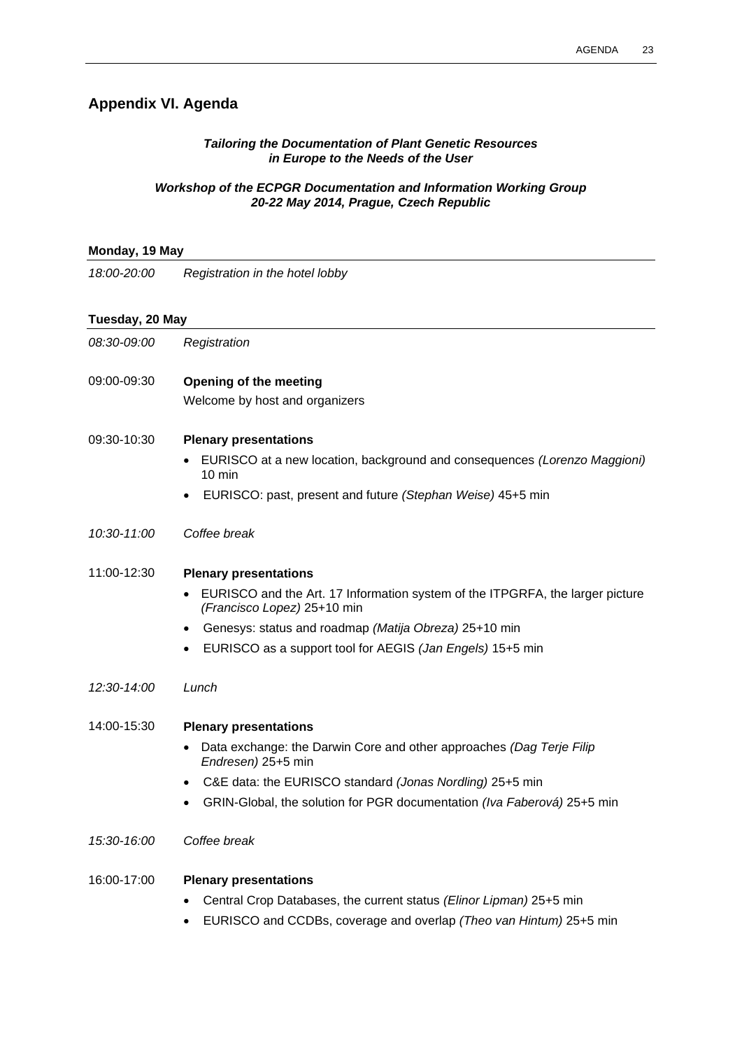## Appendix VI. Agenda

***Tailoring the Documentation of Plant Genetic Resources in Europe to the Needs of the User***

***Workshop of the ECPGR Documentation and Information Working Group 20-22 May 2014, Prague, Czech Republic***

**Monday, 19 May**

*18:00-20:00* *Registration in the hotel lobby*

**Tuesday, 20 May**

*08:30-09:00* *Registration*

09:00-09:30 **Opening of the meeting**
Welcome by host and organizers

09:30-10:30 **Plenary presentations**

- EURISCO at a new location, background and consequences *(Lorenzo Maggioni)* 10 min
- EURISCO: past, present and future *(Stephan Weise)* 45+5 min

*10:30-11:00* *Coffee break*

11:00-12:30 **Plenary presentations**

- EURISCO and the Art. 17 Information system of the ITPGRFA, the larger picture *(Francisco Lopez)* 25+10 min
- Genesys: status and roadmap *(Matija Obreza)* 25+10 min
- EURISCO as a support tool for AEGIS *(Jan Engels)* 15+5 min

*12:30-14:00* *Lunch*

14:00-15:30 **Plenary presentations**

- Data exchange: the Darwin Core and other approaches *(Dag Terje Filip Endresen)* 25+5 min
- C&E data: the EURISCO standard *(Jonas Nordling)* 25+5 min
- GRIN-Global, the solution for PGR documentation *(Iva Faberová)* 25+5 min

*15:30-16:00* *Coffee break*

16:00-17:00 **Plenary presentations**

- Central Crop Databases, the current status *(Elinor Lipman)* 25+5 min
- EURISCO and CCDBs, coverage and overlap *(Theo van Hintum)* 25+5 min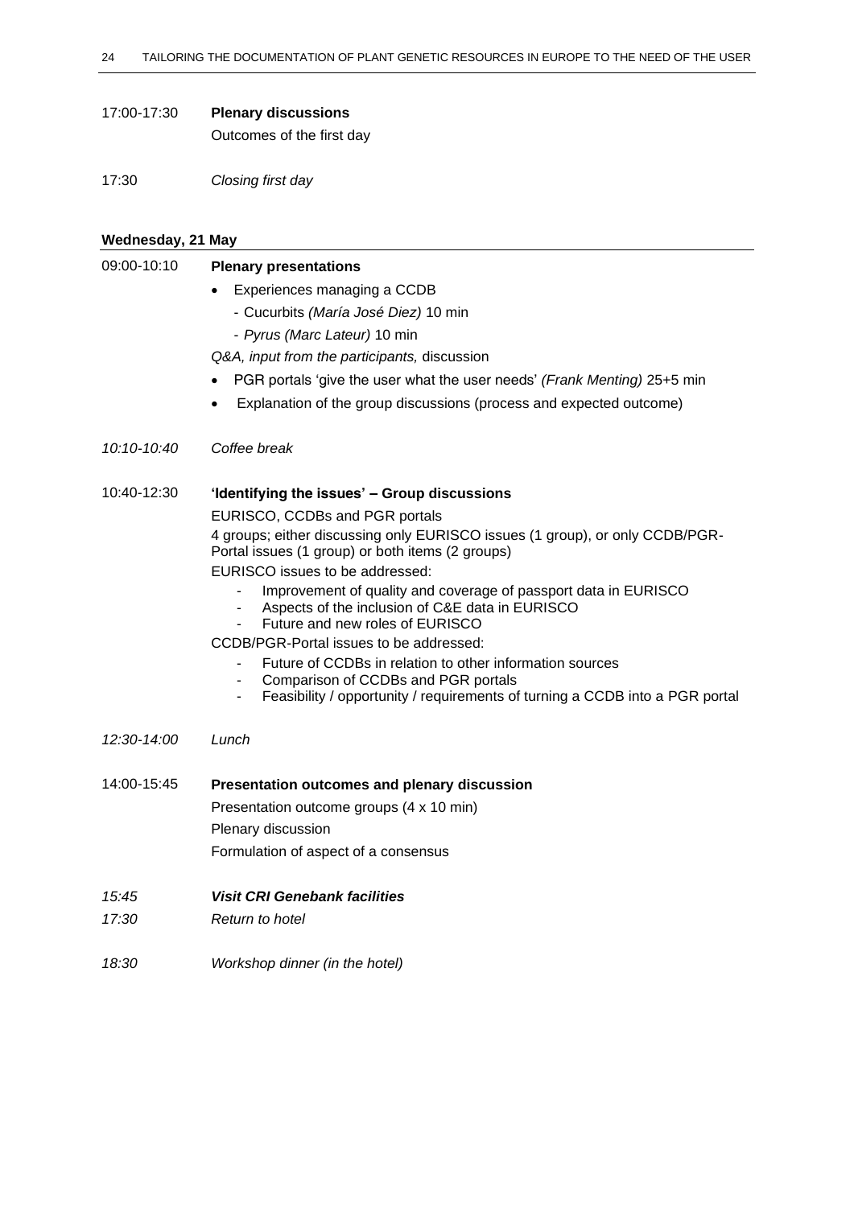17:00-17:30 **Plenary discussions**

Outcomes of the first day

17:30 *Closing first day*

**Wednesday, 21 May**

09:00-10:10 **Plenary presentations**

- Experiences managing a CCDB
  - Cucurbits *(María José Diez)* 10 min
  - *Pyrus (Marc Lateur)* 10 min

*Q&A, input from the participants,* discussion

- PGR portals 'give the user what the user needs' *(Frank Menting)* 25+5 min
- Explanation of the group discussions (process and expected outcome)

*10:10-10:40* *Coffee break*

10:40-12:30 **'Identifying the issues' – Group discussions**

EURISCO, CCDBs and PGR portals

4 groups; either discussing only EURISCO issues (1 group), or only CCDB/PGR-Portal issues (1 group) or both items (2 groups)

EURISCO issues to be addressed:

- Improvement of quality and coverage of passport data in EURISCO
- Aspects of the inclusion of C&E data in EURISCO
- Future and new roles of EURISCO

CCDB/PGR-Portal issues to be addressed:

- Future of CCDBs in relation to other information sources
- Comparison of CCDBs and PGR portals
- Feasibility / opportunity / requirements of turning a CCDB into a PGR portal

*12:30-14:00* *Lunch*

14:00-15:45 **Presentation outcomes and plenary discussion**

Presentation outcome groups (4 x 10 min)

Plenary discussion

Formulation of aspect of a consensus

*15:45* ***Visit CRI Genebank facilities***

*17:30* *Return to hotel*

*18:30* *Workshop dinner (in the hotel)*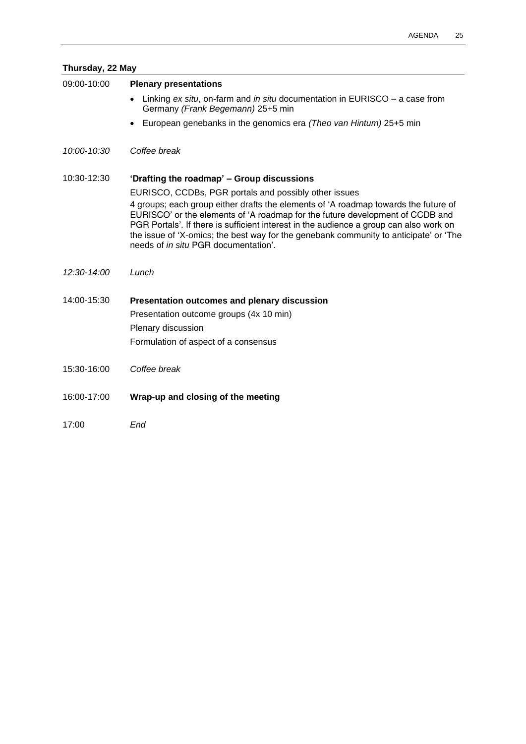**Thursday, 22 May**

| | |
|---|---|
| 09:00-10:00 | **Plenary presentations**<br>• Linking *ex situ*, on-farm and *in situ* documentation in EURISCO – a case from Germany *(Frank Begemann)* 25+5 min<br>• European genebanks in the genomics era *(Theo van Hintum)* 25+5 min |
| *10:00-10:30* | *Coffee break* |
| 10:30-12:30 | **'Drafting the roadmap' – Group discussions**<br>EURISCO, CCDBs, PGR portals and possibly other issues<br>4 groups; each group either drafts the elements of 'A roadmap towards the future of EURISCO' or the elements of 'A roadmap for the future development of CCDB and PGR Portals'. If there is sufficient interest in the audience a group can also work on the issue of 'X-omics; the best way for the genebank community to anticipate' or 'The needs of *in situ* PGR documentation'. |
| *12:30-14:00* | *Lunch* |
| 14:00-15:30 | **Presentation outcomes and plenary discussion**<br>Presentation outcome groups (4x 10 min)<br>Plenary discussion<br>Formulation of aspect of a consensus |
| 15:30-16:00 | *Coffee break* |
| 16:00-17:00 | **Wrap-up and closing of the meeting** |
| 17:00 | *End* |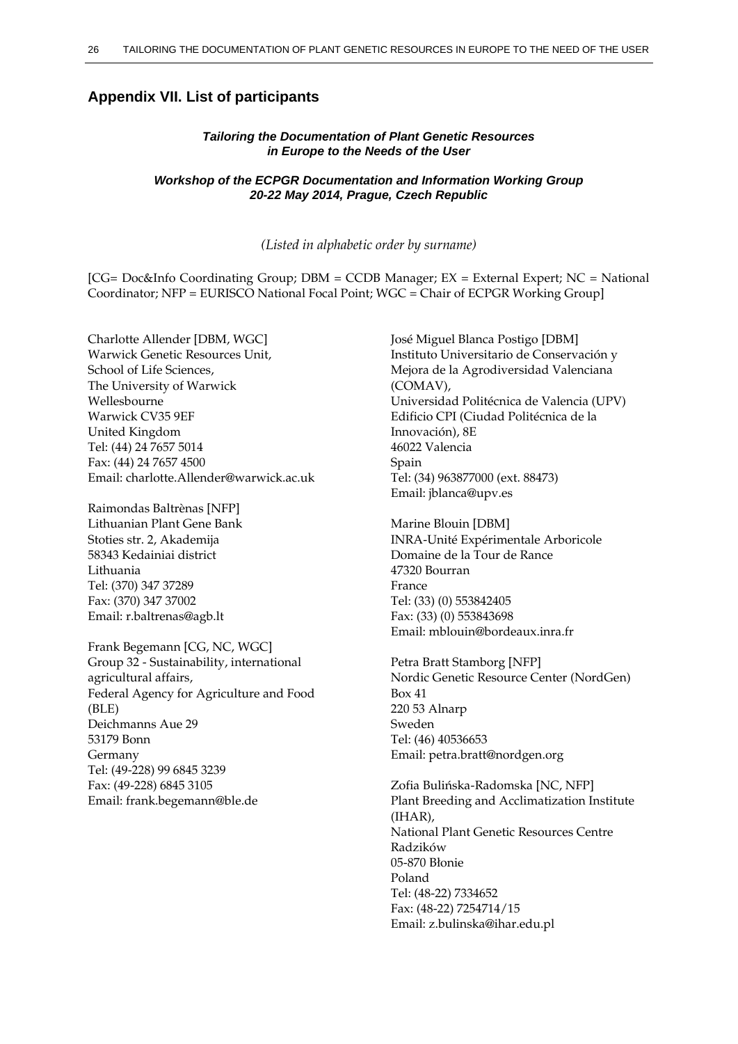## Appendix VII. List of participants

***Tailoring the Documentation of Plant Genetic Resources in Europe to the Needs of the User***

***Workshop of the ECPGR Documentation and Information Working Group 20-22 May 2014, Prague, Czech Republic***

*(Listed in alphabetic order by surname)*

[CG= Doc&Info Coordinating Group; DBM = CCDB Manager; EX = External Expert; NC = National Coordinator; NFP = EURISCO National Focal Point; WGC = Chair of ECPGR Working Group]

Charlotte Allender [DBM, WGC]
Warwick Genetic Resources Unit,
School of Life Sciences,
The University of Warwick
Wellesbourne
Warwick CV35 9EF
United Kingdom
Tel: (44) 24 7657 5014
Fax: (44) 24 7657 4500
Email: charlotte.Allender@warwick.ac.uk

Raimondas Baltrènas [NFP]
Lithuanian Plant Gene Bank
Stoties str. 2, Akademija
58343 Kedainiai district
Lithuania
Tel: (370) 347 37289
Fax: (370) 347 37002
Email: r.baltrenas@agb.lt

Frank Begemann [CG, NC, WGC]
Group 32 - Sustainability, international agricultural affairs,
Federal Agency for Agriculture and Food (BLE)
Deichmanns Aue 29
53179 Bonn
Germany
Tel: (49-228) 99 6845 3239
Fax: (49-228) 6845 3105
Email: frank.begemann@ble.de

José Miguel Blanca Postigo [DBM]
Instituto Universitario de Conservación y Mejora de la Agrodiversidad Valenciana (COMAV),
Universidad Politécnica de Valencia (UPV)
Edificio CPI (Ciudad Politécnica de la Innovación), 8E
46022 Valencia
Spain
Tel: (34) 963877000 (ext. 88473)
Email: jblanca@upv.es

Marine Blouin [DBM]
INRA-Unité Expérimentale Arboricole
Domaine de la Tour de Rance
47320 Bourran
France
Tel: (33) (0) 553842405
Fax: (33) (0) 553843698
Email: mblouin@bordeaux.inra.fr

Petra Bratt Stamborg [NFP]
Nordic Genetic Resource Center (NordGen)
Box 41
220 53 Alnarp
Sweden
Tel: (46) 40536653
Email: petra.bratt@nordgen.org

Zofia Bulińska-Radomska [NC, NFP]
Plant Breeding and Acclimatization Institute (IHAR),
National Plant Genetic Resources Centre
Radzików
05-870 Błonie
Poland
Tel: (48-22) 7334652
Fax: (48-22) 7254714/15
Email: z.bulinska@ihar.edu.pl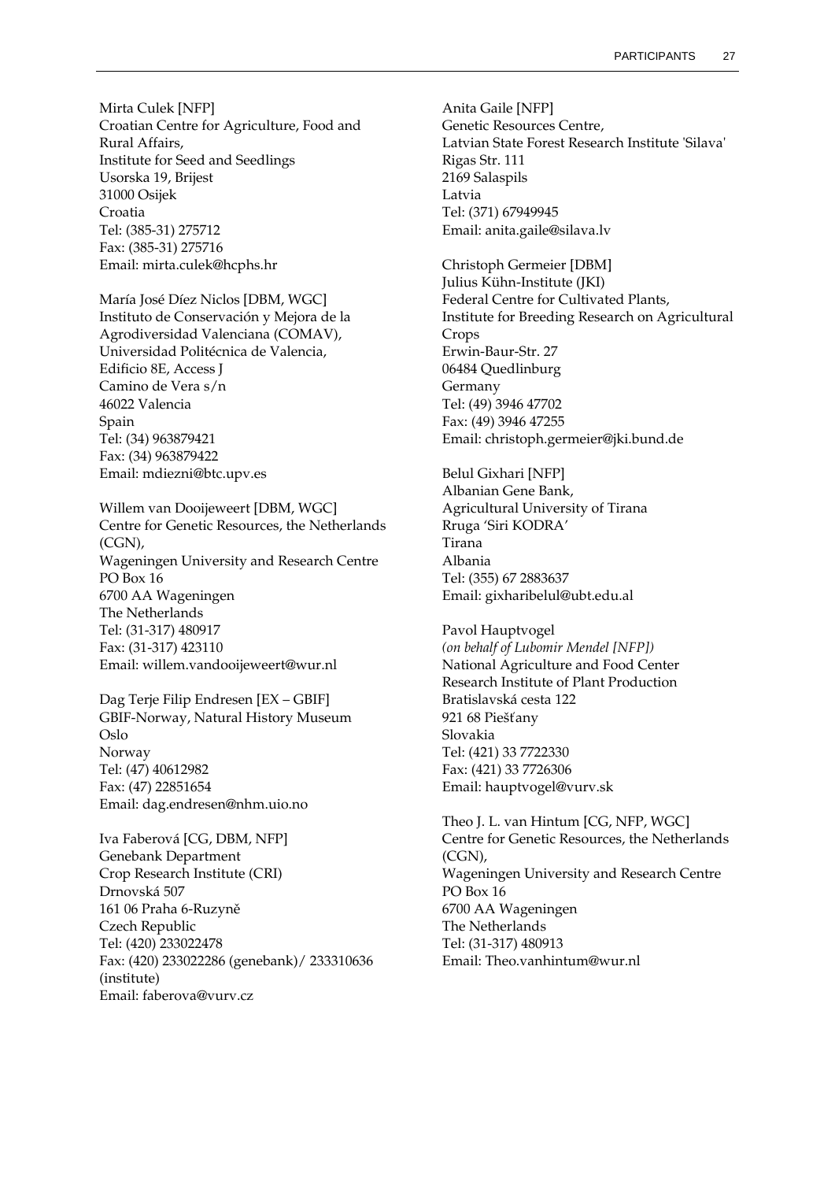Mirta Culek [NFP]
Croatian Centre for Agriculture, Food and Rural Affairs,
Institute for Seed and Seedlings
Usorska 19, Brijest
31000 Osijek
Croatia
Tel: (385-31) 275712
Fax: (385-31) 275716
Email: mirta.culek@hcphs.hr

María José Díez Niclos [DBM, WGC]
Instituto de Conservación y Mejora de la Agrodiversidad Valenciana (COMAV),
Universidad Politécnica de Valencia,
Edificio 8E, Access J
Camino de Vera s/n
46022 Valencia
Spain
Tel: (34) 963879421
Fax: (34) 963879422
Email: mdiezni@btc.upv.es

Willem van Dooijeweert [DBM, WGC]
Centre for Genetic Resources, the Netherlands (CGN),
Wageningen University and Research Centre
PO Box 16
6700 AA Wageningen
The Netherlands
Tel: (31-317) 480917
Fax: (31-317) 423110
Email: willem.vandooijeweert@wur.nl

Dag Terje Filip Endresen [EX – GBIF]
GBIF-Norway, Natural History Museum
Oslo
Norway
Tel: (47) 40612982
Fax: (47) 22851654
Email: dag.endresen@nhm.uio.no

Iva Faberová [CG, DBM, NFP]
Genebank Department
Crop Research Institute (CRI)
Drnovská 507
161 06 Praha 6-Ruzyně
Czech Republic
Tel: (420) 233022478
Fax: (420) 233022286 (genebank)/ 233310636 (institute)
Email: faberova@vurv.cz

Anita Gaile [NFP]
Genetic Resources Centre,
Latvian State Forest Research Institute 'Silava'
Rigas Str. 111
2169 Salaspils
Latvia
Tel: (371) 67949945
Email: anita.gaile@silava.lv

Christoph Germeier [DBM]
Julius Kühn-Institute (JKI)
Federal Centre for Cultivated Plants,
Institute for Breeding Research on Agricultural Crops
Erwin-Baur-Str. 27
06484 Quedlinburg
Germany
Tel: (49) 3946 47702
Fax: (49) 3946 47255
Email: christoph.germeier@jki.bund.de

Belul Gixhari [NFP]
Albanian Gene Bank,
Agricultural University of Tirana
Rruga 'Siri KODRA'
Tirana
Albania
Tel: (355) 67 2883637
Email: gixharibelul@ubt.edu.al

Pavol Hauptvogel
*(on behalf of Lubomir Mendel [NFP])*
National Agriculture and Food Center
Research Institute of Plant Production
Bratislavská cesta 122
921 68 Piešťany
Slovakia
Tel: (421) 33 7722330
Fax: (421) 33 7726306
Email: hauptvogel@vurv.sk

Theo J. L. van Hintum [CG, NFP, WGC]
Centre for Genetic Resources, the Netherlands (CGN),
Wageningen University and Research Centre
PO Box 16
6700 AA Wageningen
The Netherlands
Tel: (31-317) 480913
Email: Theo.vanhintum@wur.nl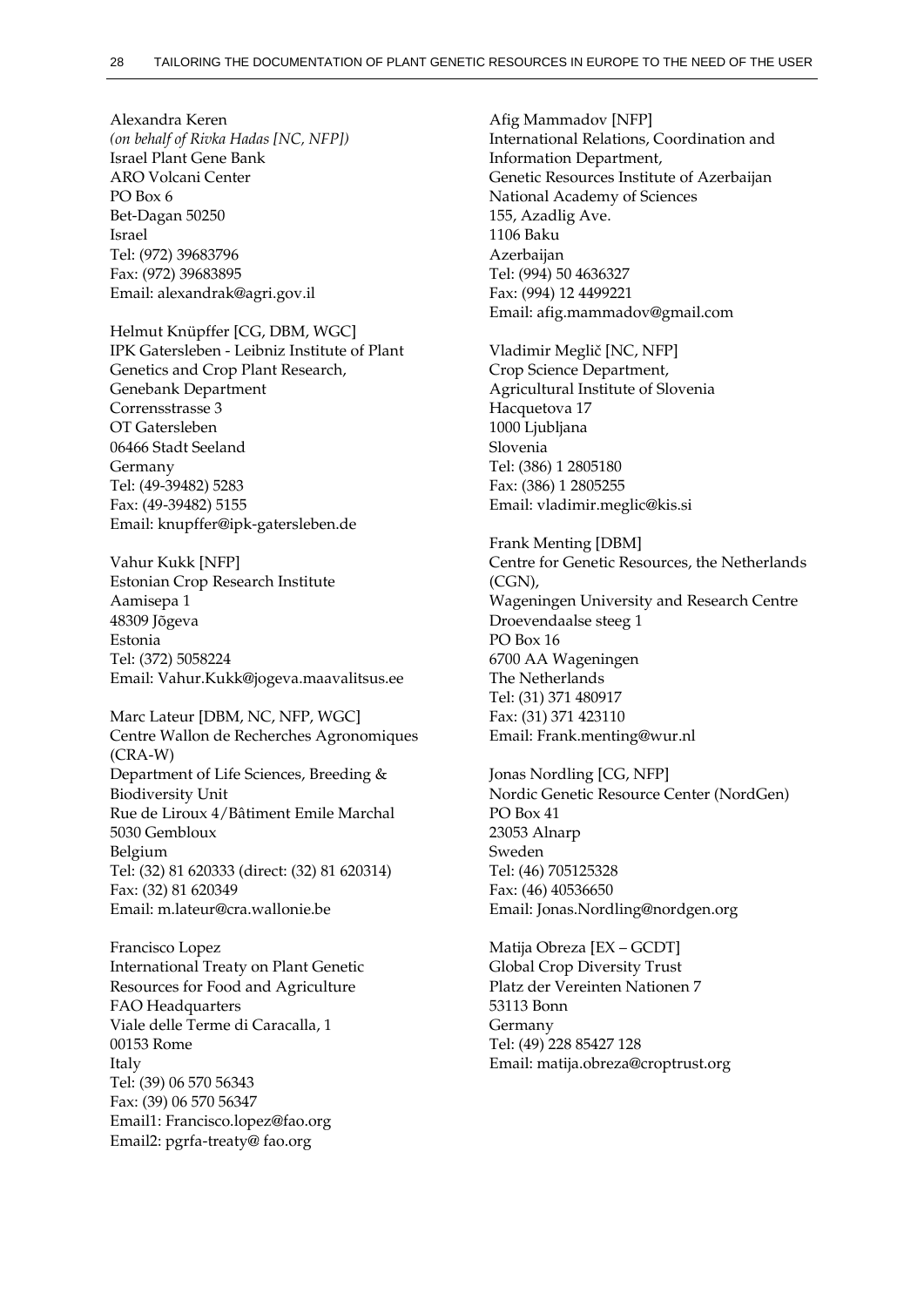Alexandra Keren
*(on behalf of Rivka Hadas [NC, NFP])*
Israel Plant Gene Bank
ARO Volcani Center
PO Box 6
Bet-Dagan 50250
Israel
Tel: (972) 39683796
Fax: (972) 39683895
Email: alexandrak@agri.gov.il

Helmut Knüpffer [CG, DBM, WGC]
IPK Gatersleben - Leibniz Institute of Plant Genetics and Crop Plant Research,
Genebank Department
Corrensstrasse 3
OT Gatersleben
06466 Stadt Seeland
Germany
Tel: (49-39482) 5283
Fax: (49-39482) 5155
Email: knupffer@ipk-gatersleben.de

Vahur Kukk [NFP]
Estonian Crop Research Institute
Aamisepa 1
48309 Jõgeva
Estonia
Tel: (372) 5058224
Email: Vahur.Kukk@jogeva.maavalitsus.ee

Marc Lateur [DBM, NC, NFP, WGC]
Centre Wallon de Recherches Agronomiques (CRA-W)
Department of Life Sciences, Breeding & Biodiversity Unit
Rue de Liroux 4/Bâtiment Emile Marchal
5030 Gembloux
Belgium
Tel: (32) 81 620333 (direct: (32) 81 620314)
Fax: (32) 81 620349
Email: m.lateur@cra.wallonie.be

Francisco Lopez
International Treaty on Plant Genetic Resources for Food and Agriculture
FAO Headquarters
Viale delle Terme di Caracalla, 1
00153 Rome
Italy
Tel: (39) 06 570 56343
Fax: (39) 06 570 56347
Email1: Francisco.lopez@fao.org
Email2: pgrfa-treaty@ fao.org

Afig Mammadov [NFP]
International Relations, Coordination and Information Department,
Genetic Resources Institute of Azerbaijan National Academy of Sciences
155, Azadlig Ave.
1106 Baku
Azerbaijan
Tel: (994) 50 4636327
Fax: (994) 12 4499221
Email: afig.mammadov@gmail.com

Vladimir Meglič [NC, NFP]
Crop Science Department,
Agricultural Institute of Slovenia
Hacquetova 17
1000 Ljubljana
Slovenia
Tel: (386) 1 2805180
Fax: (386) 1 2805255
Email: vladimir.meglic@kis.si

Frank Menting [DBM]
Centre for Genetic Resources, the Netherlands (CGN),
Wageningen University and Research Centre
Droevendaalse steeg 1
PO Box 16
6700 AA Wageningen
The Netherlands
Tel: (31) 371 480917
Fax: (31) 371 423110
Email: Frank.menting@wur.nl

Jonas Nordling [CG, NFP]
Nordic Genetic Resource Center (NordGen)
PO Box 41
23053 Alnarp
Sweden
Tel: (46) 705125328
Fax: (46) 40536650
Email: Jonas.Nordling@nordgen.org

Matija Obreza [EX – GCDT]
Global Crop Diversity Trust
Platz der Vereinten Nationen 7
53113 Bonn
Germany
Tel: (49) 228 85427 128
Email: matija.obreza@croptrust.org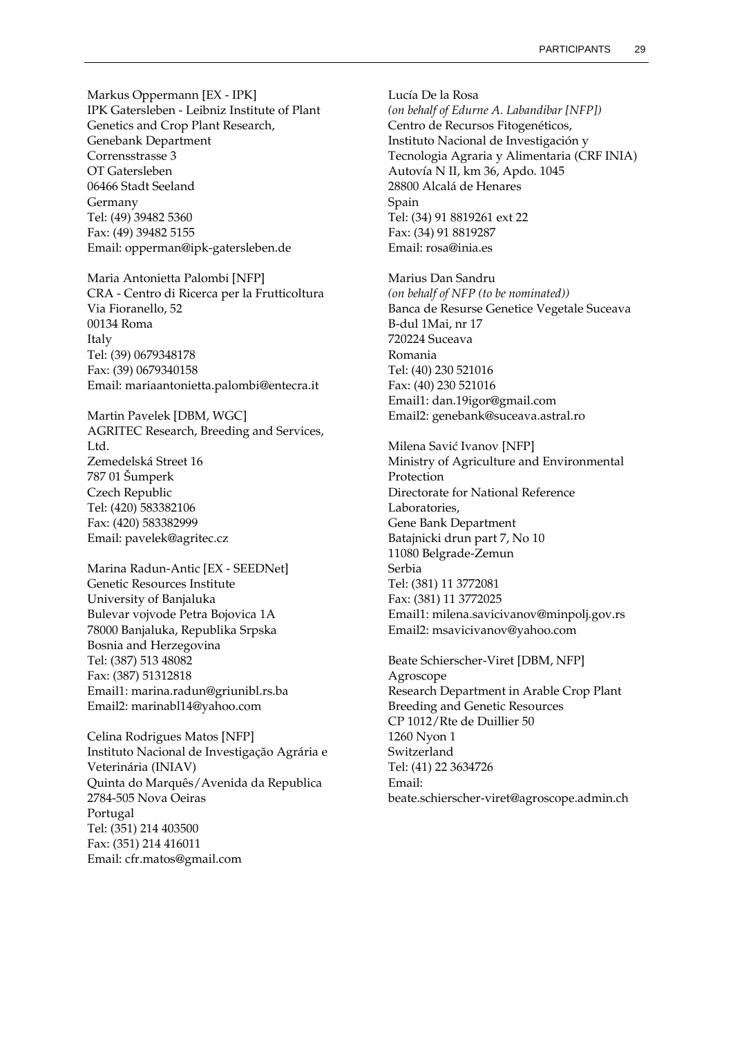Markus Oppermann [EX - IPK]
IPK Gatersleben - Leibniz Institute of Plant Genetics and Crop Plant Research,
Genebank Department
Corrensstrasse 3
OT Gatersleben
06466 Stadt Seeland
Germany
Tel: (49) 39482 5360
Fax: (49) 39482 5155
Email: opperman@ipk-gatersleben.de

Maria Antonietta Palombi [NFP]
CRA - Centro di Ricerca per la Frutticoltura
Via Fioranello, 52
00134 Roma
Italy
Tel: (39) 0679348178
Fax: (39) 0679340158
Email: mariaantonietta.palombi@entecra.it

Martin Pavelek [DBM, WGC]
AGRITEC Research, Breeding and Services, Ltd.
Zemedelská Street 16
787 01 Šumperk
Czech Republic
Tel: (420) 583382106
Fax: (420) 583382999
Email: pavelek@agritec.cz

Marina Radun-Antic [EX - SEEDNet]
Genetic Resources Institute
University of Banjaluka
Bulevar vojvode Petra Bojovica 1A
78000 Banjaluka, Republika Srpska
Bosnia and Herzegovina
Tel: (387) 513 48082
Fax: (387) 51312818
Email1: marina.radun@griunibl.rs.ba
Email2: marinabl14@yahoo.com

Celina Rodrigues Matos [NFP]
Instituto Nacional de Investigação Agrária e Veterinária (INIAV)
Quinta do Marquês/Avenida da Republica
2784-505 Nova Oeiras
Portugal
Tel: (351) 214 403500
Fax: (351) 214 416011
Email: cfr.matos@gmail.com

Lucía De la Rosa
*(on behalf of Edurne A. Labandibar [NFP])*
Centro de Recursos Fitogenéticos, Instituto Nacional de Investigación y Tecnologia Agraria y Alimentaria (CRF INIA)
Autovía N II, km 36, Apdo. 1045
28800 Alcalá de Henares
Spain
Tel: (34) 91 8819261 ext 22
Fax: (34) 91 8819287
Email: rosa@inia.es

Marius Dan Sandru
*(on behalf of NFP (to be nominated))*
Banca de Resurse Genetice Vegetale Suceava
B-dul 1Mai, nr 17
720224 Suceava
Romania
Tel: (40) 230 521016
Fax: (40) 230 521016
Email1: dan.19igor@gmail.com
Email2: genebank@suceava.astral.ro

Milena Savić Ivanov [NFP]
Ministry of Agriculture and Environmental Protection
Directorate for National Reference Laboratories,
Gene Bank Department
Batajnicki drun part 7, No 10
11080 Belgrade-Zemun
Serbia
Tel: (381) 11 3772081
Fax: (381) 11 3772025
Email1: milena.savicivanov@minpolj.gov.rs
Email2: msavicivanov@yahoo.com

Beate Schierscher-Viret [DBM, NFP]
Agroscope
Research Department in Arable Crop Plant Breeding and Genetic Resources
CP 1012/Rte de Duillier 50
1260 Nyon 1
Switzerland
Tel: (41) 22 3634726
Email:
beate.schierscher-viret@agroscope.admin.ch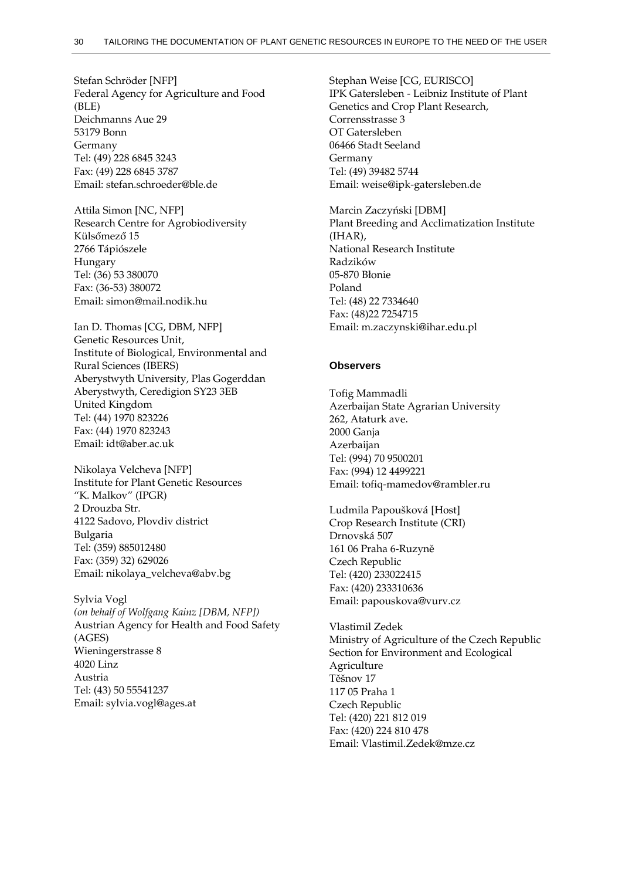Stefan Schröder [NFP]
Federal Agency for Agriculture and Food (BLE)
Deichmanns Aue 29
53179 Bonn
Germany
Tel: (49) 228 6845 3243
Fax: (49) 228 6845 3787
Email: stefan.schroeder@ble.de

Attila Simon [NC, NFP]
Research Centre for Agrobiodiversity
Külsőmező 15
2766 Tápiószele
Hungary
Tel: (36) 53 380070
Fax: (36-53) 380072
Email: simon@mail.nodik.hu

Ian D. Thomas [CG, DBM, NFP]
Genetic Resources Unit,
Institute of Biological, Environmental and Rural Sciences (IBERS)
Aberystwyth University, Plas Gogerddan
Aberystwyth, Ceredigion SY23 3EB
United Kingdom
Tel: (44) 1970 823226
Fax: (44) 1970 823243
Email: idt@aber.ac.uk

Nikolaya Velcheva [NFP]
Institute for Plant Genetic Resources "K. Malkov" (IPGR)
2 Drouzba Str.
4122 Sadovo, Plovdiv district
Bulgaria
Tel: (359) 885012480
Fax: (359) 32) 629026
Email: nikolaya_velcheva@abv.bg

Sylvia Vogl
*(on behalf of Wolfgang Kainz [DBM, NFP])*
Austrian Agency for Health and Food Safety (AGES)
Wieningerstrasse 8
4020 Linz
Austria
Tel: (43) 50 55541237
Email: sylvia.vogl@ages.at

Stephan Weise [CG, EURISCO]
IPK Gatersleben - Leibniz Institute of Plant Genetics and Crop Plant Research,
Corrensstrasse 3
OT Gatersleben
06466 Stadt Seeland
Germany
Tel: (49) 39482 5744
Email: weise@ipk-gatersleben.de

Marcin Zaczyński [DBM]
Plant Breeding and Acclimatization Institute (IHAR),
National Research Institute
Radzików
05-870 Błonie
Poland
Tel: (48) 22 7334640
Fax: (48)22 7254715
Email: m.zaczynski@ihar.edu.pl

### Observers

Tofig Mammadli
Azerbaijan State Agrarian University
262, Ataturk ave.
2000 Ganja
Azerbaijan
Tel: (994) 70 9500201
Fax: (994) 12 4499221
Email: tofiq-mamedov@rambler.ru

Ludmila Papoušková [Host]
Crop Research Institute (CRI)
Drnovská 507
161 06 Praha 6-Ruzyně
Czech Republic
Tel: (420) 233022415
Fax: (420) 233310636
Email: papouskova@vurv.cz

Vlastimil Zedek
Ministry of Agriculture of the Czech Republic
Section for Environment and Ecological Agriculture
Těšnov 17
117 05 Praha 1
Czech Republic
Tel: (420) 221 812 019
Fax: (420) 224 810 478
Email: Vlastimil.Zedek@mze.cz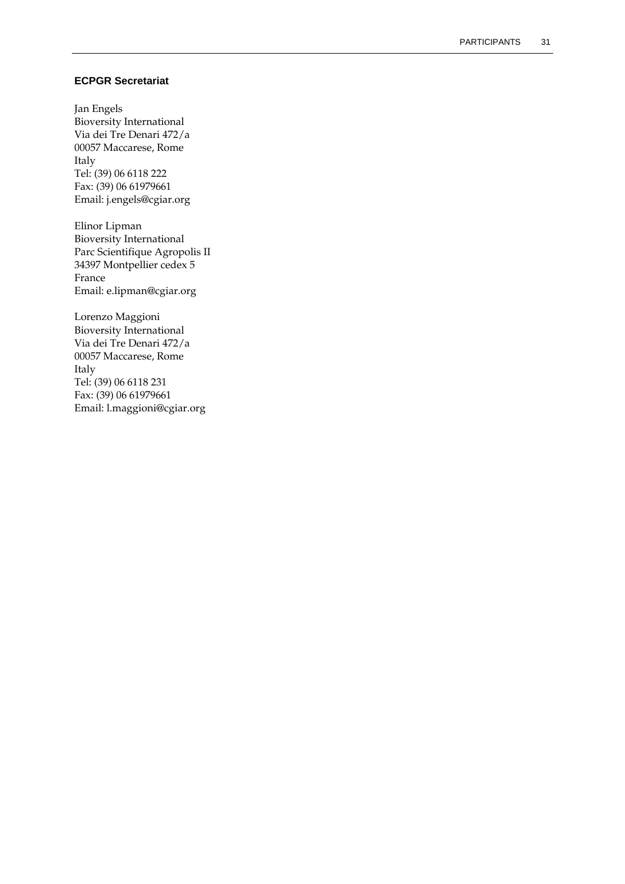### ECPGR Secretariat

Jan Engels
Bioversity International
Via dei Tre Denari 472/a
00057 Maccarese, Rome
Italy
Tel: (39) 06 6118 222
Fax: (39) 06 61979661
Email: j.engels@cgiar.org

Elinor Lipman
Bioversity International
Parc Scientifique Agropolis II
34397 Montpellier cedex 5
France
Email: e.lipman@cgiar.org

Lorenzo Maggioni
Bioversity International
Via dei Tre Denari 472/a
00057 Maccarese, Rome
Italy
Tel: (39) 06 6118 231
Fax: (39) 06 61979661
Email: l.maggioni@cgiar.org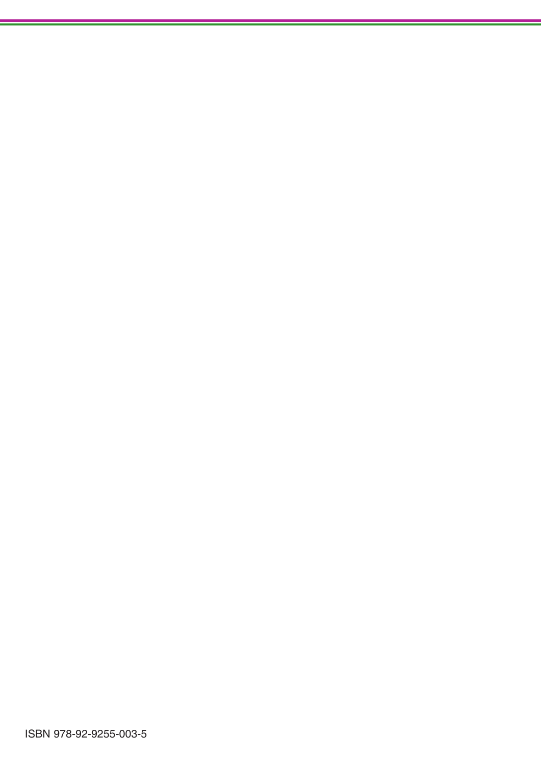ISBN 978-92-9255-003-5